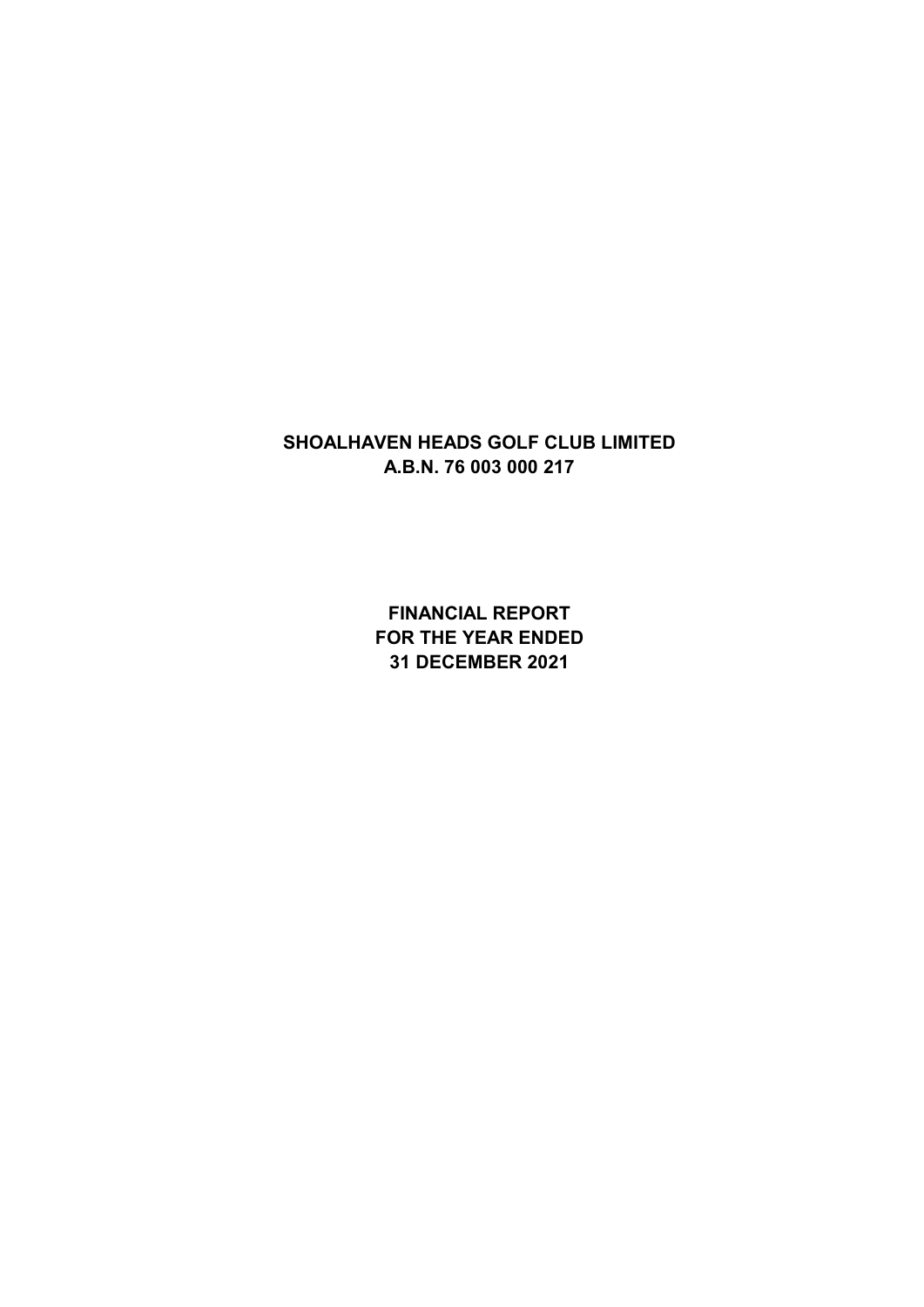# SHOALHAVEN HEADS GOLF CLUB LIMITED
# A.B.N. 76 003 000 217

## FINANCIAL REPORT
## FOR THE YEAR ENDED
## 31 DECEMBER 2021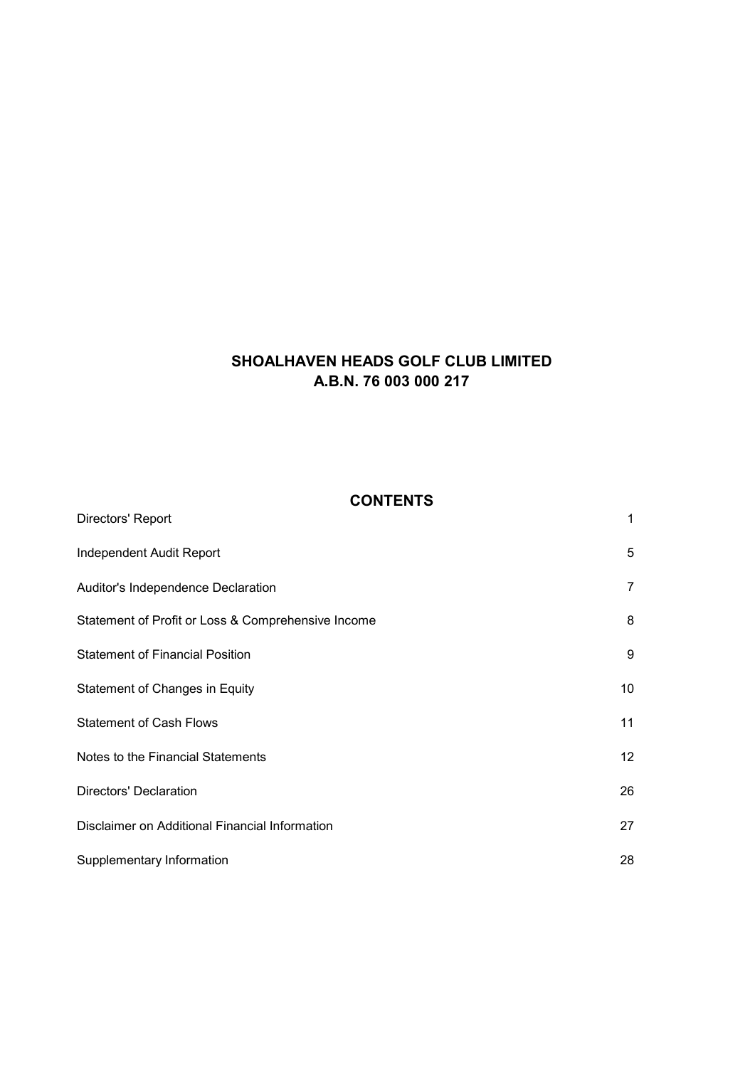# SHOALHAVEN HEADS GOLF CLUB LIMITED
# A.B.N. 76 003 000 217

## CONTENTS

| | |
|---|---|
| Directors' Report | 1 |
| Independent Audit Report | 5 |
| Auditor's Independence Declaration | 7 |
| Statement of Profit or Loss & Comprehensive Income | 8 |
| Statement of Financial Position | 9 |
| Statement of Changes in Equity | 10 |
| Statement of Cash Flows | 11 |
| Notes to the Financial Statements | 12 |
| Directors' Declaration | 26 |
| Disclaimer on Additional Financial Information | 27 |
| Supplementary Information | 28 |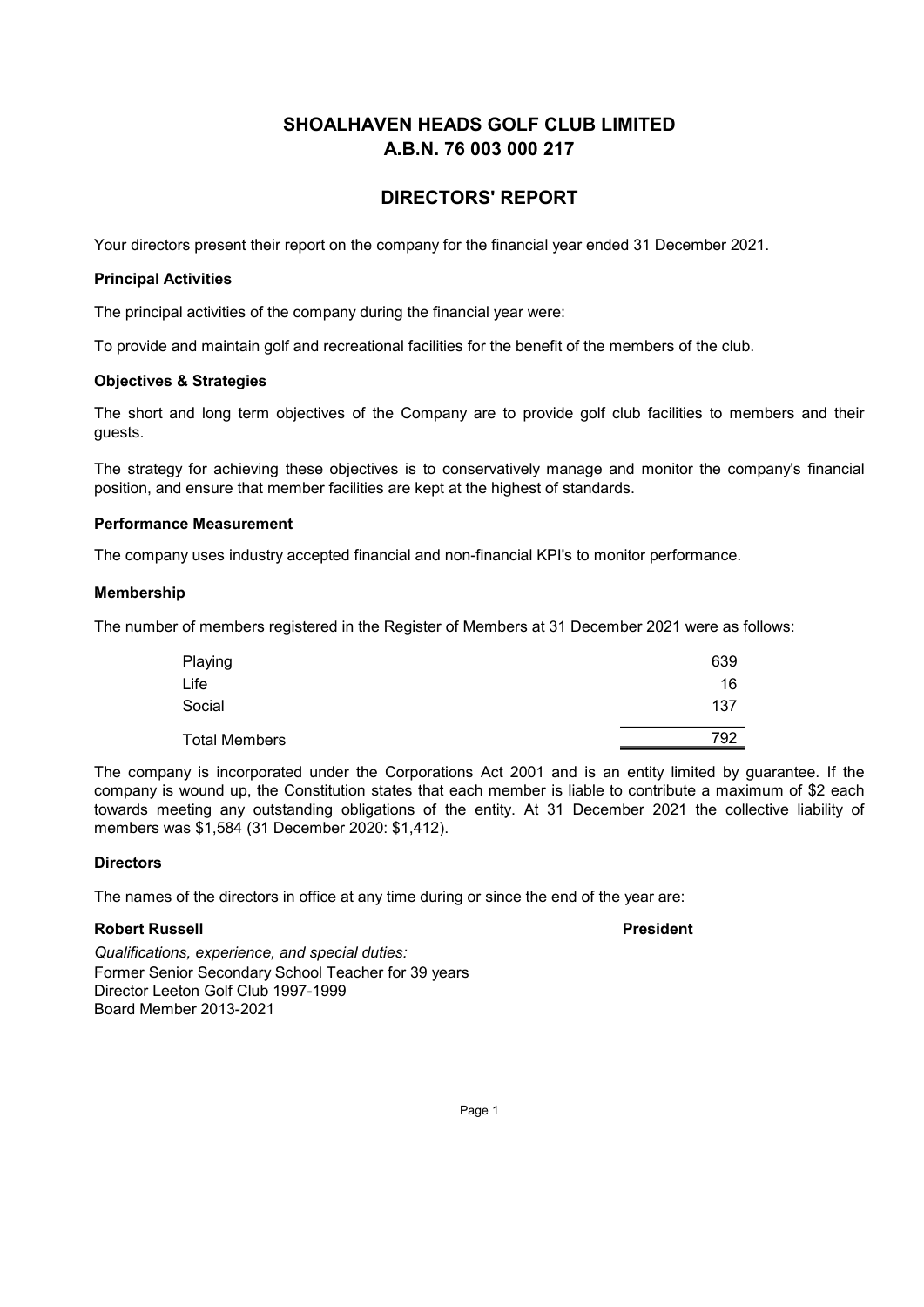# SHOALHAVEN HEADS GOLF CLUB LIMITED
# A.B.N. 76 003 000 217

## DIRECTORS' REPORT

Your directors present their report on the company for the financial year ended 31 December 2021.

**Principal Activities**

The principal activities of the company during the financial year were:

To provide and maintain golf and recreational facilities for the benefit of the members of the club.

**Objectives & Strategies**

The short and long term objectives of the Company are to provide golf club facilities to members and their guests.

The strategy for achieving these objectives is to conservatively manage and monitor the company's financial position, and ensure that member facilities are kept at the highest of standards.

**Performance Measurement**

The company uses industry accepted financial and non-financial KPI's to monitor performance.

**Membership**

The number of members registered in the Register of Members at 31 December 2021 were as follows:

| | |
|---|---|
| Playing | 639 |
| Life | 16 |
| Social | 137 |
| Total Members | 792 |

The company is incorporated under the Corporations Act 2001 and is an entity limited by guarantee. If the company is wound up, the Constitution states that each member is liable to contribute a maximum of $2 each towards meeting any outstanding obligations of the entity. At 31 December 2021 the collective liability of members was $1,584 (31 December 2020: $1,412).

**Directors**

The names of the directors in office at any time during or since the end of the year are:

**Robert Russell** **President**

*Qualifications, experience, and special duties:*
Former Senior Secondary School Teacher for 39 years
Director Leeton Golf Club 1997-1999
Board Member 2013-2021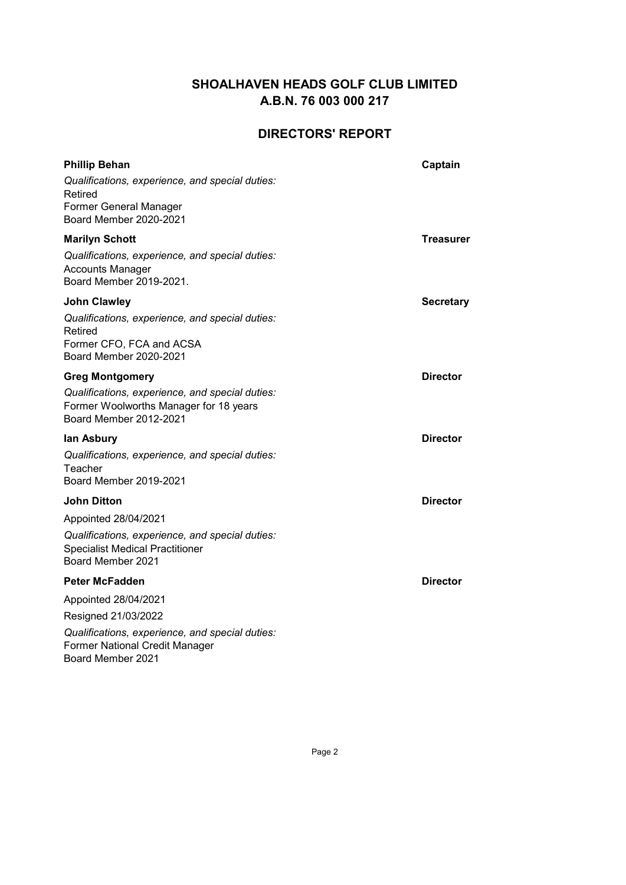# SHOALHAVEN HEADS GOLF CLUB LIMITED
# A.B.N. 76 003 000 217

## DIRECTORS' REPORT

**Phillip Behan** — **Captain**

*Qualifications, experience, and special duties:*
Retired
Former General Manager
Board Member 2020-2021

**Marilyn Schott** — **Treasurer**

*Qualifications, experience, and special duties:*
Accounts Manager
Board Member 2019-2021.

**John Clawley** — **Secretary**

*Qualifications, experience, and special duties:*
Retired
Former CFO, FCA and ACSA
Board Member 2020-2021

**Greg Montgomery** — **Director**

*Qualifications, experience, and special duties:*
Former Woolworths Manager for 18 years
Board Member 2012-2021

**Ian Asbury** — **Director**

*Qualifications, experience, and special duties:*
Teacher
Board Member 2019-2021

**John Ditton** — **Director**

Appointed 28/04/2021

*Qualifications, experience, and special duties:*
Specialist Medical Practitioner
Board Member 2021

**Peter McFadden** — **Director**

Appointed 28/04/2021

Resigned 21/03/2022

*Qualifications, experience, and special duties:*
Former National Credit Manager
Board Member 2021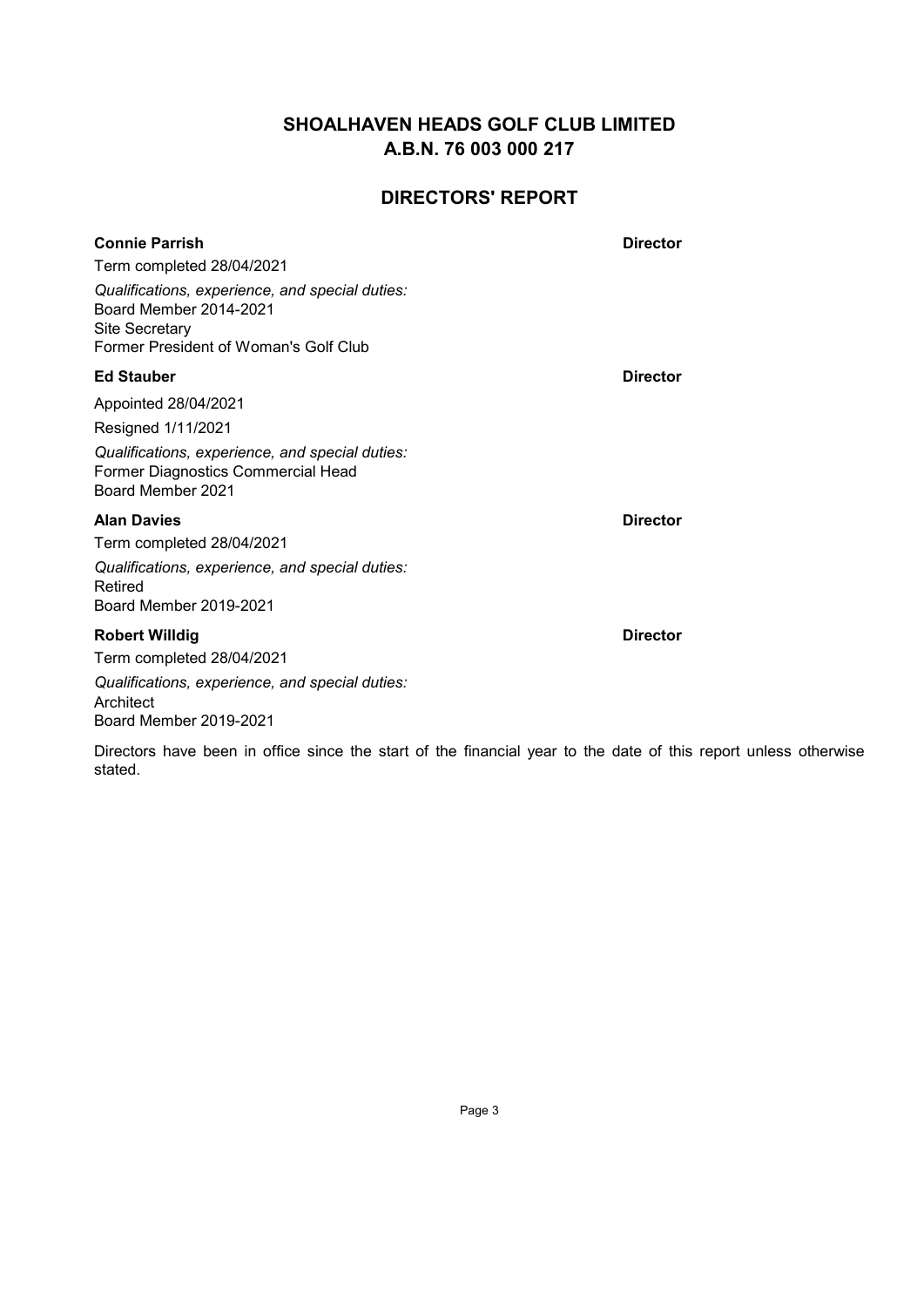# SHOALHAVEN HEADS GOLF CLUB LIMITED
# A.B.N. 76 003 000 217

## DIRECTORS' REPORT

**Connie Parrish** **Director**

Term completed 28/04/2021

*Qualifications, experience, and special duties:*
Board Member 2014-2021
Site Secretary
Former President of Woman's Golf Club

**Ed Stauber** **Director**

Appointed 28/04/2021

Resigned 1/11/2021

*Qualifications, experience, and special duties:*
Former Diagnostics Commercial Head
Board Member 2021

**Alan Davies** **Director**

Term completed 28/04/2021

*Qualifications, experience, and special duties:*
Retired
Board Member 2019-2021

**Robert Willdig** **Director**

Term completed 28/04/2021

*Qualifications, experience, and special duties:*
Architect
Board Member 2019-2021

Directors have been in office since the start of the financial year to the date of this report unless otherwise stated.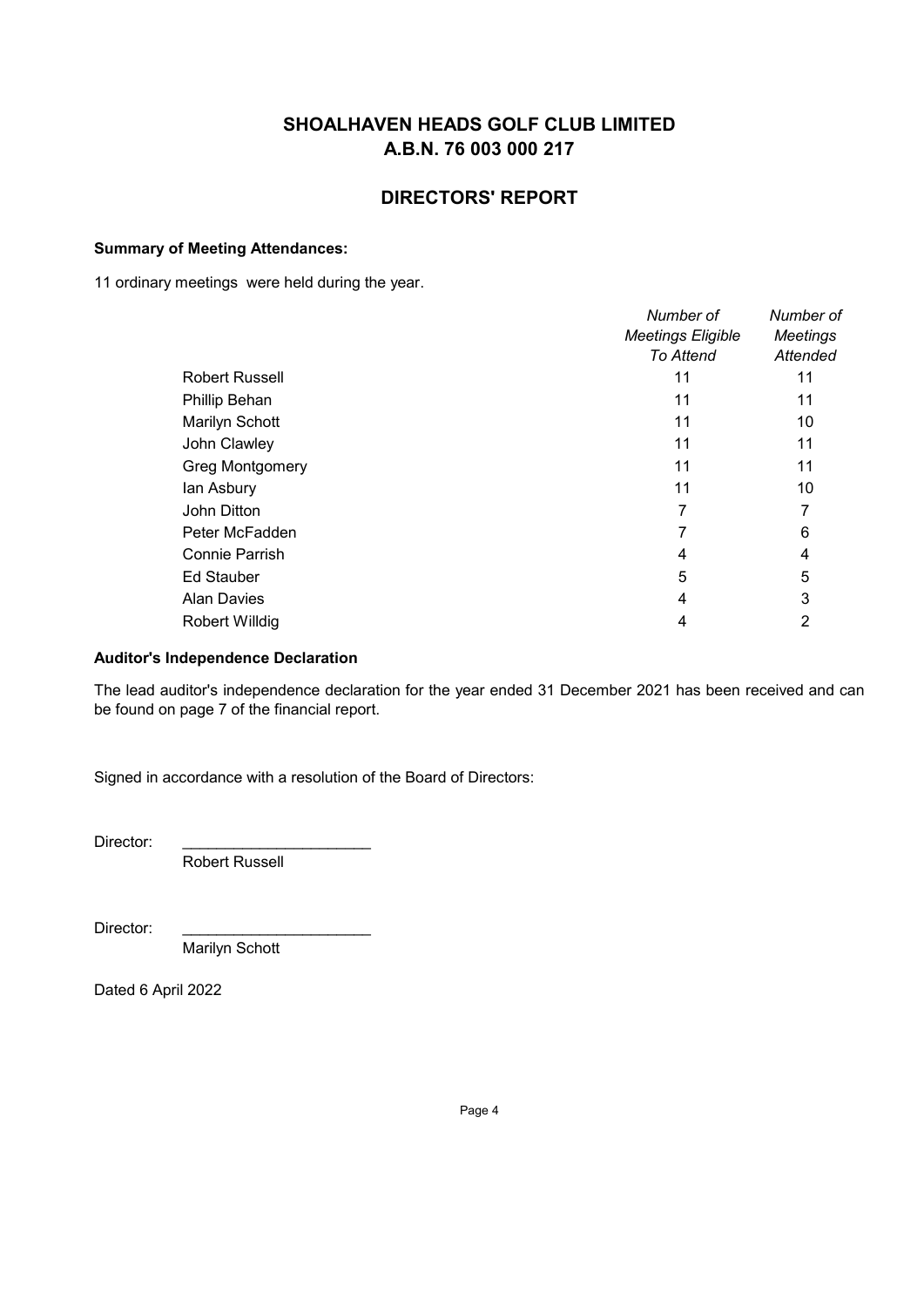# SHOALHAVEN HEADS GOLF CLUB LIMITED
# A.B.N. 76 003 000 217

## DIRECTORS' REPORT

**Summary of Meeting Attendances:**

11 ordinary meetings were held during the year.

| | *Number of Meetings Eligible To Attend* | *Number of Meetings Attended* |
|---|---|---|
| Robert Russell | 11 | 11 |
| Phillip Behan | 11 | 11 |
| Marilyn Schott | 11 | 10 |
| John Clawley | 11 | 11 |
| Greg Montgomery | 11 | 11 |
| Ian Asbury | 11 | 10 |
| John Ditton | 7 | 7 |
| Peter McFadden | 7 | 6 |
| Connie Parrish | 4 | 4 |
| Ed Stauber | 5 | 5 |
| Alan Davies | 4 | 3 |
| Robert Willdig | 4 | 2 |

**Auditor's Independence Declaration**

The lead auditor's independence declaration for the year ended 31 December 2021 has been received and can be found on page 7 of the financial report.

Signed in accordance with a resolution of the Board of Directors:

Director: ______________________
Robert Russell

Director: ______________________
Marilyn Schott

Dated 6 April 2022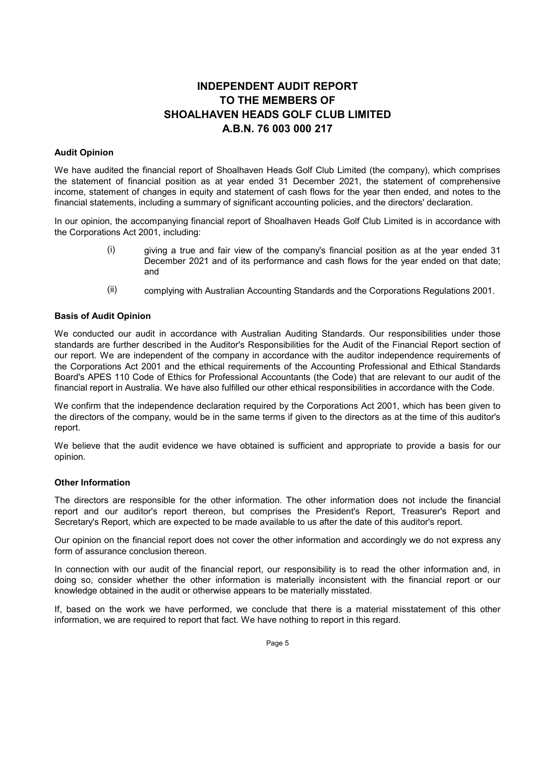# INDEPENDENT AUDIT REPORT
# TO THE MEMBERS OF
# SHOALHAVEN HEADS GOLF CLUB LIMITED
# A.B.N. 76 003 000 217

**Audit Opinion**

We have audited the financial report of Shoalhaven Heads Golf Club Limited (the company), which comprises the statement of financial position as at year ended 31 December 2021, the statement of comprehensive income, statement of changes in equity and statement of cash flows for the year then ended, and notes to the financial statements, including a summary of significant accounting policies, and the directors' declaration.

In our opinion, the accompanying financial report of Shoalhaven Heads Golf Club Limited is in accordance with the Corporations Act 2001, including:

(i) giving a true and fair view of the company's financial position as at the year ended 31 December 2021 and of its performance and cash flows for the year ended on that date; and

(ii) complying with Australian Accounting Standards and the Corporations Regulations 2001.

**Basis of Audit Opinion**

We conducted our audit in accordance with Australian Auditing Standards. Our responsibilities under those standards are further described in the Auditor's Responsibilities for the Audit of the Financial Report section of our report. We are independent of the company in accordance with the auditor independence requirements of the Corporations Act 2001 and the ethical requirements of the Accounting Professional and Ethical Standards Board's APES 110 Code of Ethics for Professional Accountants (the Code) that are relevant to our audit of the financial report in Australia. We have also fulfilled our other ethical responsibilities in accordance with the Code.

We confirm that the independence declaration required by the Corporations Act 2001, which has been given to the directors of the company, would be in the same terms if given to the directors as at the time of this auditor's report.

We believe that the audit evidence we have obtained is sufficient and appropriate to provide a basis for our opinion.

**Other Information**

The directors are responsible for the other information. The other information does not include the financial report and our auditor's report thereon, but comprises the President's Report, Treasurer's Report and Secretary's Report, which are expected to be made available to us after the date of this auditor's report.

Our opinion on the financial report does not cover the other information and accordingly we do not express any form of assurance conclusion thereon.

In connection with our audit of the financial report, our responsibility is to read the other information and, in doing so, consider whether the other information is materially inconsistent with the financial report or our knowledge obtained in the audit or otherwise appears to be materially misstated.

If, based on the work we have performed, we conclude that there is a material misstatement of this other information, we are required to report that fact. We have nothing to report in this regard.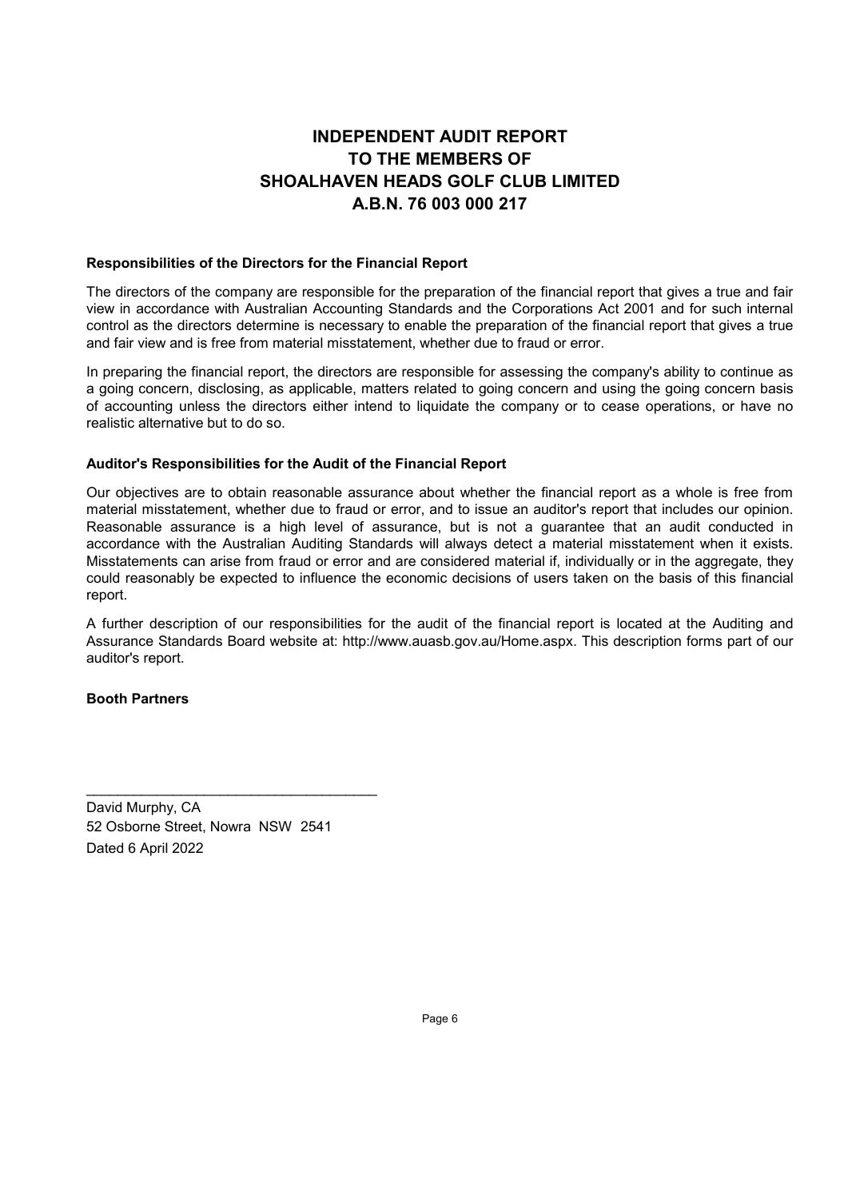# INDEPENDENT AUDIT REPORT
# TO THE MEMBERS OF
# SHOALHAVEN HEADS GOLF CLUB LIMITED
# A.B.N. 76 003 000 217

**Responsibilities of the Directors for the Financial Report**

The directors of the company are responsible for the preparation of the financial report that gives a true and fair view in accordance with Australian Accounting Standards and the Corporations Act 2001 and for such internal control as the directors determine is necessary to enable the preparation of the financial report that gives a true and fair view and is free from material misstatement, whether due to fraud or error.

In preparing the financial report, the directors are responsible for assessing the company's ability to continue as a going concern, disclosing, as applicable, matters related to going concern and using the going concern basis of accounting unless the directors either intend to liquidate the company or to cease operations, or have no realistic alternative but to do so.

**Auditor's Responsibilities for the Audit of the Financial Report**

Our objectives are to obtain reasonable assurance about whether the financial report as a whole is free from material misstatement, whether due to fraud or error, and to issue an auditor's report that includes our opinion. Reasonable assurance is a high level of assurance, but is not a guarantee that an audit conducted in accordance with the Australian Auditing Standards will always detect a material misstatement when it exists. Misstatements can arise from fraud or error and are considered material if, individually or in the aggregate, they could reasonably be expected to influence the economic decisions of users taken on the basis of this financial report.

A further description of our responsibilities for the audit of the financial report is located at the Auditing and Assurance Standards Board website at: http://www.auasb.gov.au/Home.aspx. This description forms part of our auditor's report.

**Booth Partners**

\_\_\_\_\_\_\_\_\_\_\_\_\_\_\_\_\_\_\_\_\_\_\_\_\_\_\_\_\_\_\_\_\_\_\_\_

David Murphy, CA

52 Osborne Street, Nowra NSW 2541

Dated 6 April 2022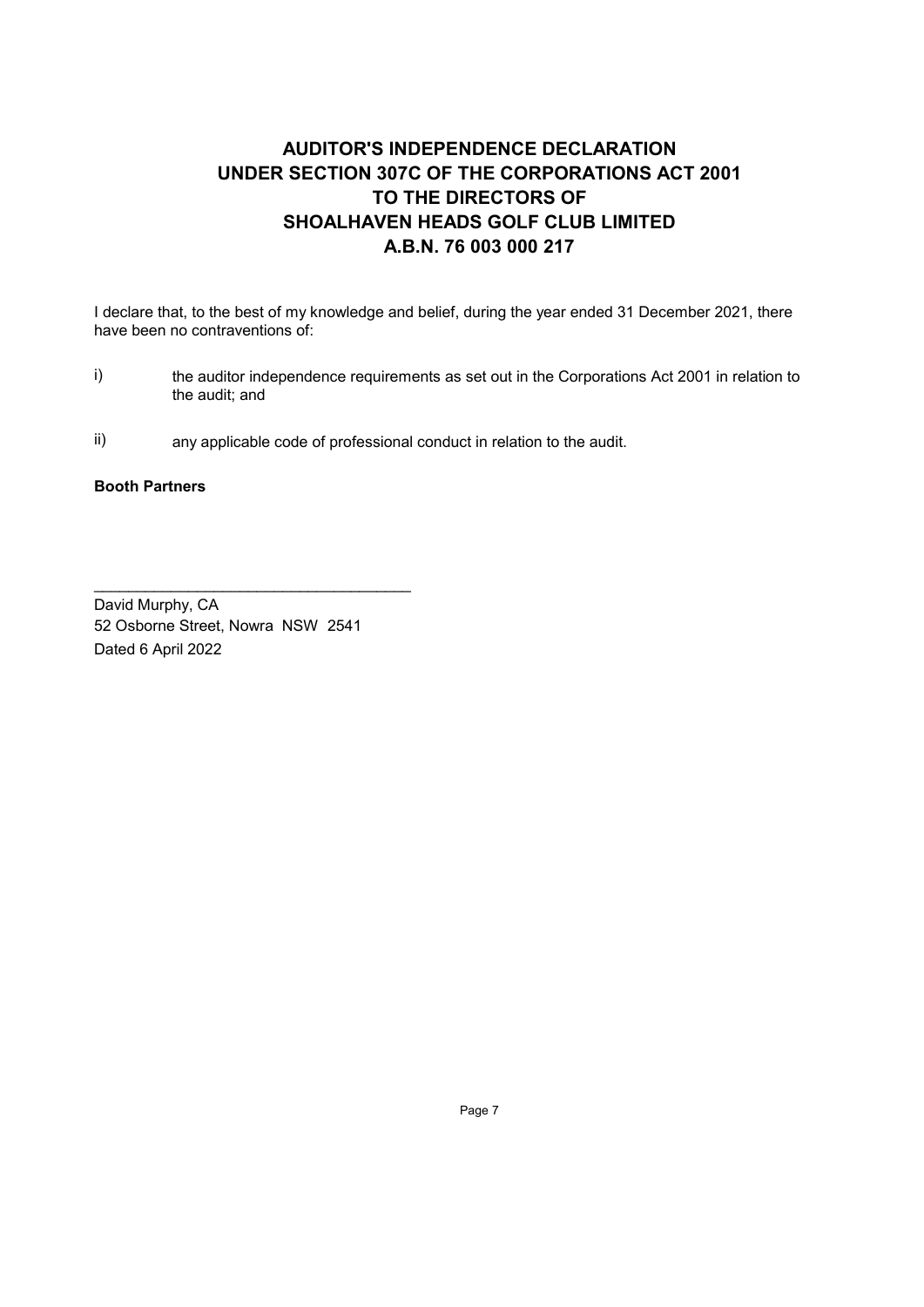# AUDITOR'S INDEPENDENCE DECLARATION
# UNDER SECTION 307C OF THE CORPORATIONS ACT 2001
# TO THE DIRECTORS OF
# SHOALHAVEN HEADS GOLF CLUB LIMITED
# A.B.N. 76 003 000 217

I declare that, to the best of my knowledge and belief, during the year ended 31 December 2021, there have been no contraventions of:

i) the auditor independence requirements as set out in the Corporations Act 2001 in relation to the audit; and

ii) any applicable code of professional conduct in relation to the audit.

**Booth Partners**

\_\_\_\_\_\_\_\_\_\_\_\_\_\_\_\_\_\_\_\_\_\_\_\_\_\_\_\_\_\_\_\_\_\_\_\_\_\_

David Murphy, CA
52 Osborne Street, Nowra NSW 2541
Dated 6 April 2022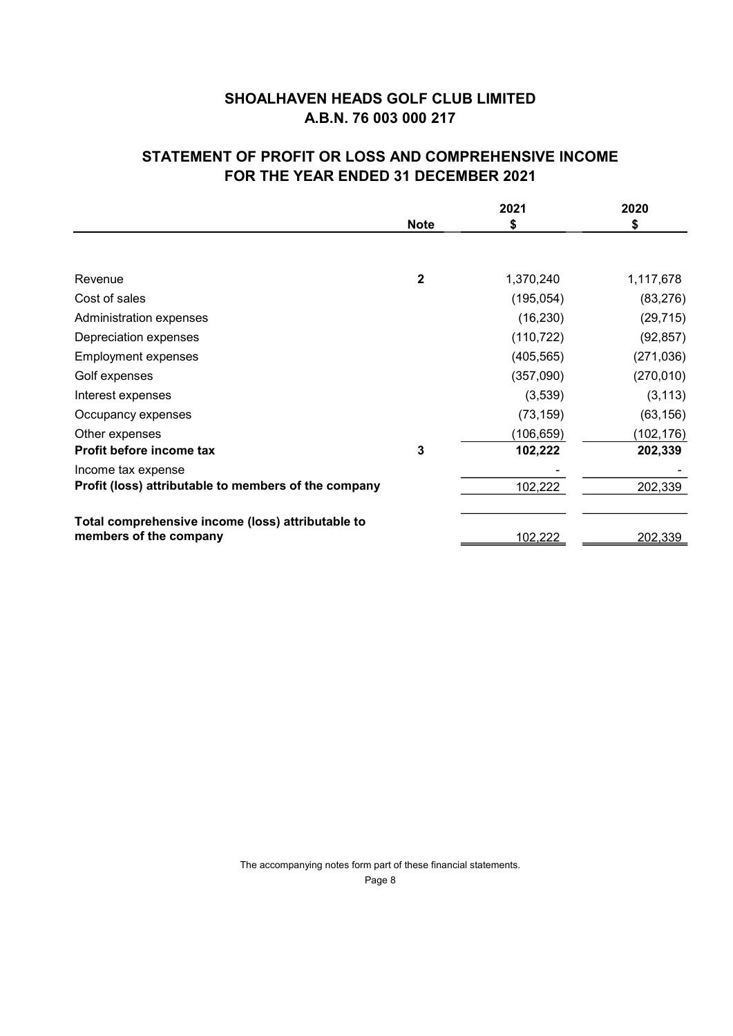# SHOALHAVEN HEADS GOLF CLUB LIMITED
## A.B.N. 76 003 000 217

## STATEMENT OF PROFIT OR LOSS AND COMPREHENSIVE INCOME FOR THE YEAR ENDED 31 DECEMBER 2021

| | Note | 2021 $ | 2020 $ |
|---|---|---|---|
| Revenue | 2 | 1,370,240 | 1,117,678 |
| Cost of sales | | (195,054) | (83,276) |
| Administration expenses | | (16,230) | (29,715) |
| Depreciation expenses | | (110,722) | (92,857) |
| Employment expenses | | (405,565) | (271,036) |
| Golf expenses | | (357,090) | (270,010) |
| Interest expenses | | (3,539) | (3,113) |
| Occupancy expenses | | (73,159) | (63,156) |
| Other expenses | | (106,659) | (102,176) |
| **Profit before income tax** | 3 | **102,222** | **202,339** |
| Income tax expense | | - | - |
| **Profit (loss) attributable to members of the company** | | 102,222 | 202,339 |
| **Total comprehensive income (loss) attributable to members of the company** | | 102,222 | 202,339 |

The accompanying notes form part of these financial statements.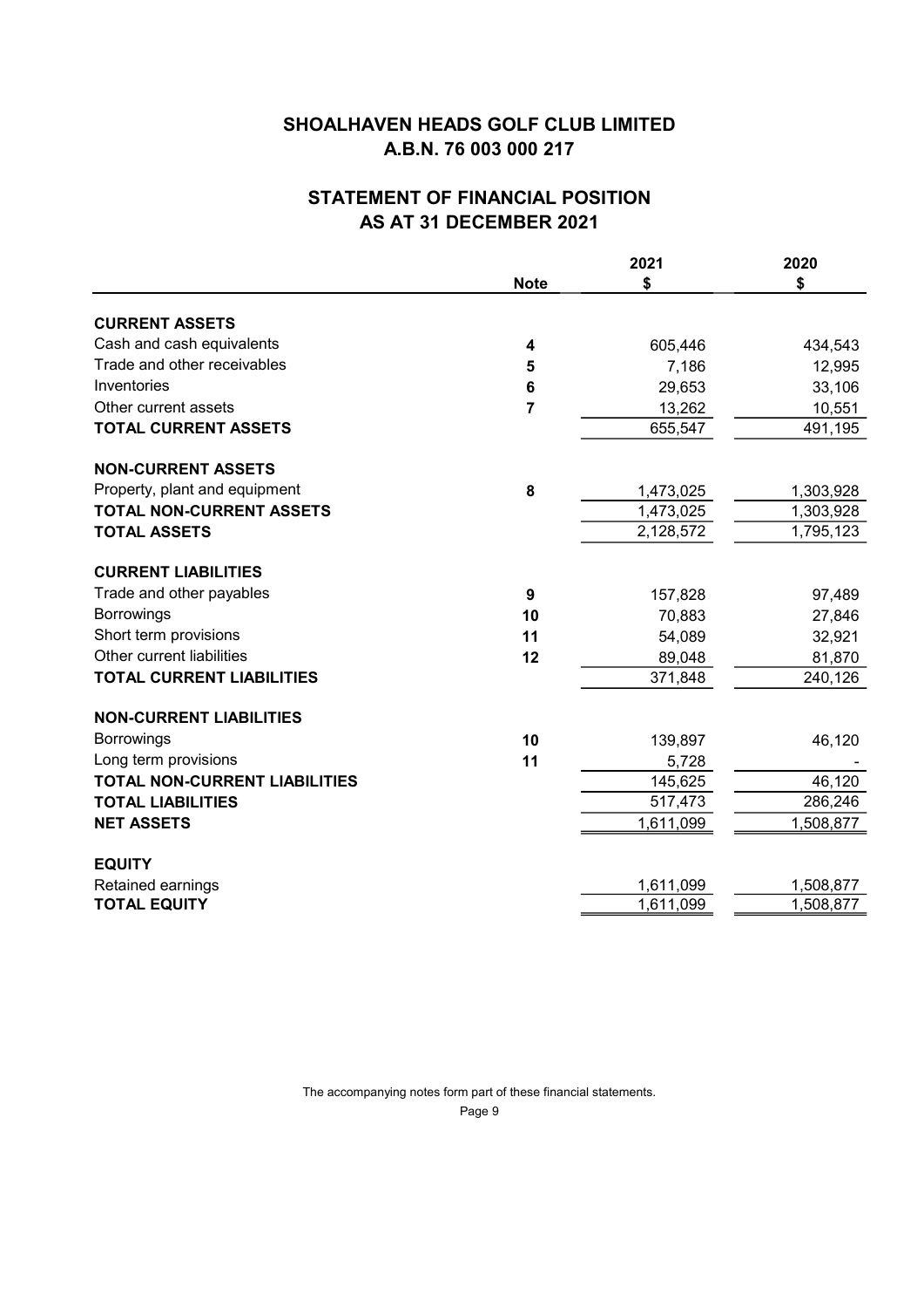# SHOALHAVEN HEADS GOLF CLUB LIMITED
## A.B.N. 76 003 000 217

## STATEMENT OF FINANCIAL POSITION
## AS AT 31 DECEMBER 2021

| | Note | 2021 $ | 2020 $ |
|---|---|---|---|
| **CURRENT ASSETS** | | | |
| Cash and cash equivalents | 4 | 605,446 | 434,543 |
| Trade and other receivables | 5 | 7,186 | 12,995 |
| Inventories | 6 | 29,653 | 33,106 |
| Other current assets | 7 | 13,262 | 10,551 |
| **TOTAL CURRENT ASSETS** | | 655,547 | 491,195 |
| **NON-CURRENT ASSETS** | | | |
| Property, plant and equipment | 8 | 1,473,025 | 1,303,928 |
| **TOTAL NON-CURRENT ASSETS** | | 1,473,025 | 1,303,928 |
| **TOTAL ASSETS** | | 2,128,572 | 1,795,123 |
| **CURRENT LIABILITIES** | | | |
| Trade and other payables | 9 | 157,828 | 97,489 |
| Borrowings | 10 | 70,883 | 27,846 |
| Short term provisions | 11 | 54,089 | 32,921 |
| Other current liabilities | 12 | 89,048 | 81,870 |
| **TOTAL CURRENT LIABILITIES** | | 371,848 | 240,126 |
| **NON-CURRENT LIABILITIES** | | | |
| Borrowings | 10 | 139,897 | 46,120 |
| Long term provisions | 11 | 5,728 | - |
| **TOTAL NON-CURRENT LIABILITIES** | | 145,625 | 46,120 |
| **TOTAL LIABILITIES** | | 517,473 | 286,246 |
| **NET ASSETS** | | 1,611,099 | 1,508,877 |
| **EQUITY** | | | |
| Retained earnings | | 1,611,099 | 1,508,877 |
| **TOTAL EQUITY** | | 1,611,099 | 1,508,877 |

The accompanying notes form part of these financial statements.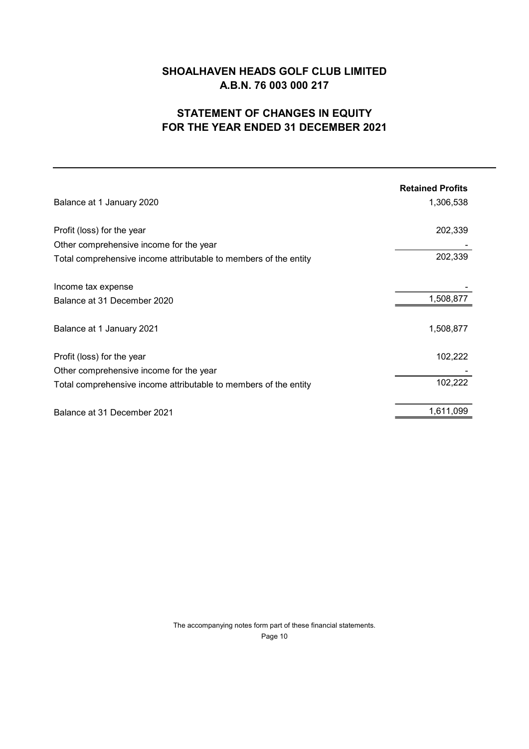# SHOALHAVEN HEADS GOLF CLUB LIMITED
## A.B.N. 76 003 000 217

## STATEMENT OF CHANGES IN EQUITY
## FOR THE YEAR ENDED 31 DECEMBER 2021

| | Retained Profits |
|---|---|
| Balance at 1 January 2020 | 1,306,538 |
| | |
| Profit (loss) for the year | 202,339 |
| Other comprehensive income for the year | - |
| Total comprehensive income attributable to members of the entity | 202,339 |
| | |
| Income tax expense | - |
| Balance at 31 December 2020 | 1,508,877 |
| | |
| Balance at 1 January 2021 | 1,508,877 |
| | |
| Profit (loss) for the year | 102,222 |
| Other comprehensive income for the year | - |
| Total comprehensive income attributable to members of the entity | 102,222 |
| | |
| Balance at 31 December 2021 | 1,611,099 |

The accompanying notes form part of these financial statements.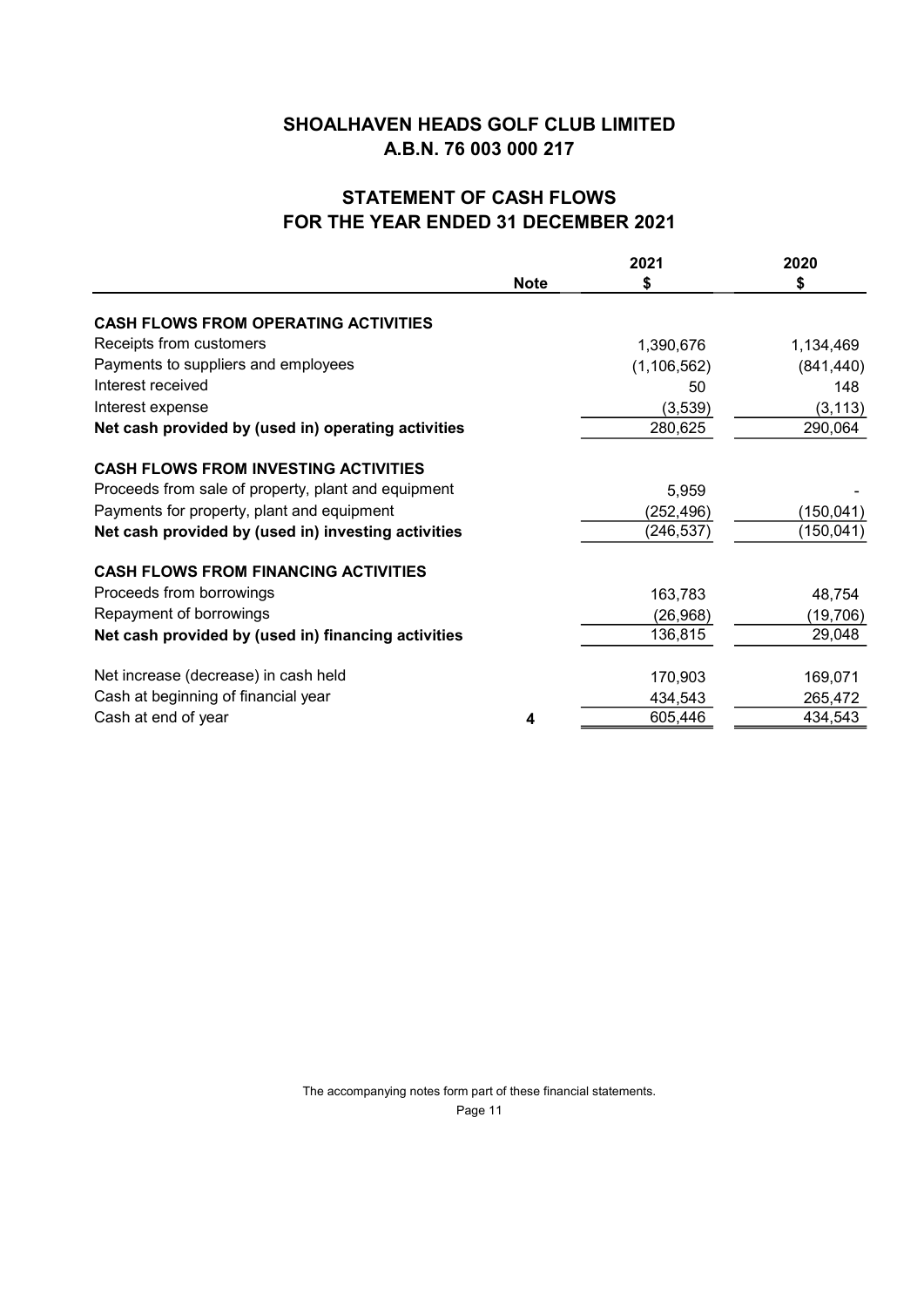# SHOALHAVEN HEADS GOLF CLUB LIMITED
# A.B.N. 76 003 000 217

## STATEMENT OF CASH FLOWS
## FOR THE YEAR ENDED 31 DECEMBER 2021

| | Note | 2021<br>$ | 2020<br>$ |
|---|---|---|---|
| **CASH FLOWS FROM OPERATING ACTIVITIES** | | | |
| Receipts from customers | | 1,390,676 | 1,134,469 |
| Payments to suppliers and employees | | (1,106,562) | (841,440) |
| Interest received | | 50 | 148 |
| Interest expense | | (3,539) | (3,113) |
| **Net cash provided by (used in) operating activities** | | 280,625 | 290,064 |
| **CASH FLOWS FROM INVESTING ACTIVITIES** | | | |
| Proceeds from sale of property, plant and equipment | | 5,959 | - |
| Payments for property, plant and equipment | | (252,496) | (150,041) |
| **Net cash provided by (used in) investing activities** | | (246,537) | (150,041) |
| **CASH FLOWS FROM FINANCING ACTIVITIES** | | | |
| Proceeds from borrowings | | 163,783 | 48,754 |
| Repayment of borrowings | | (26,968) | (19,706) |
| **Net cash provided by (used in) financing activities** | | 136,815 | 29,048 |
| Net increase (decrease) in cash held | | 170,903 | 169,071 |
| Cash at beginning of financial year | | 434,543 | 265,472 |
| Cash at end of year | 4 | 605,446 | 434,543 |

The accompanying notes form part of these financial statements.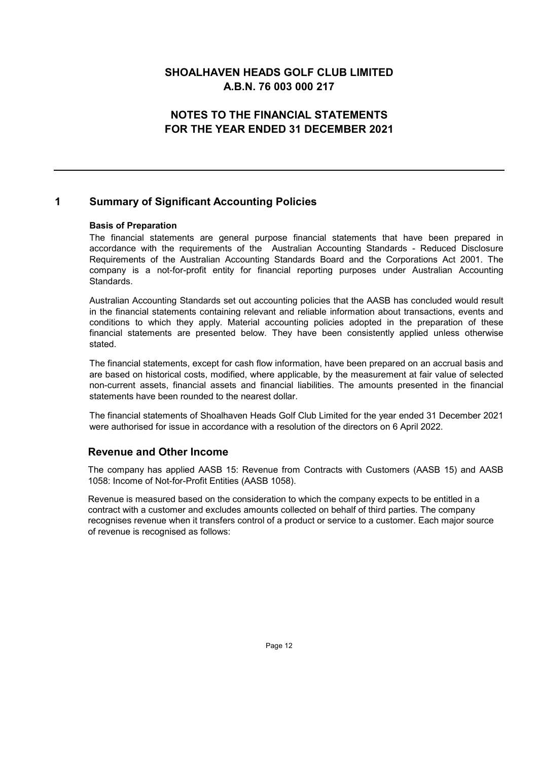# SHOALHAVEN HEADS GOLF CLUB LIMITED
# A.B.N. 76 003 000 217

## NOTES TO THE FINANCIAL STATEMENTS FOR THE YEAR ENDED 31 DECEMBER 2021

## 1 Summary of Significant Accounting Policies

**Basis of Preparation**

The financial statements are general purpose financial statements that have been prepared in accordance with the requirements of the Australian Accounting Standards - Reduced Disclosure Requirements of the Australian Accounting Standards Board and the Corporations Act 2001. The company is a not-for-profit entity for financial reporting purposes under Australian Accounting Standards.

Australian Accounting Standards set out accounting policies that the AASB has concluded would result in the financial statements containing relevant and reliable information about transactions, events and conditions to which they apply. Material accounting policies adopted in the preparation of these financial statements are presented below. They have been consistently applied unless otherwise stated.

The financial statements, except for cash flow information, have been prepared on an accrual basis and are based on historical costs, modified, where applicable, by the measurement at fair value of selected non-current assets, financial assets and financial liabilities. The amounts presented in the financial statements have been rounded to the nearest dollar.

The financial statements of Shoalhaven Heads Golf Club Limited for the year ended 31 December 2021 were authorised for issue in accordance with a resolution of the directors on 6 April 2022.

### Revenue and Other Income

The company has applied AASB 15: Revenue from Contracts with Customers (AASB 15) and AASB 1058: Income of Not-for-Profit Entities (AASB 1058).

Revenue is measured based on the consideration to which the company expects to be entitled in a contract with a customer and excludes amounts collected on behalf of third parties. The company recognises revenue when it transfers control of a product or service to a customer. Each major source of revenue is recognised as follows: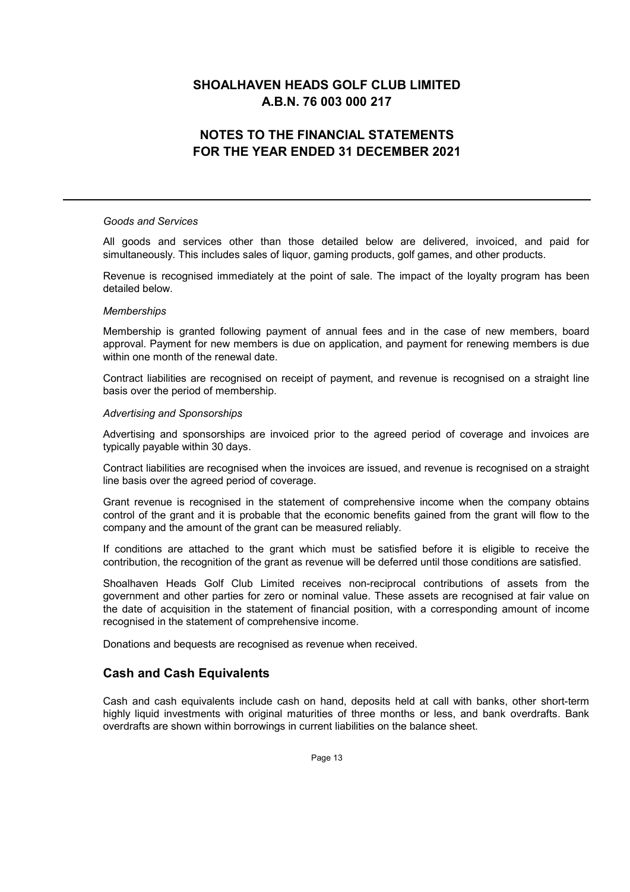*Goods and Services*

All goods and services other than those detailed below are delivered, invoiced, and paid for simultaneously. This includes sales of liquor, gaming products, golf games, and other products.

Revenue is recognised immediately at the point of sale. The impact of the loyalty program has been detailed below.

*Memberships*

Membership is granted following payment of annual fees and in the case of new members, board approval. Payment for new members is due on application, and payment for renewing members is due within one month of the renewal date.

Contract liabilities are recognised on receipt of payment, and revenue is recognised on a straight line basis over the period of membership.

*Advertising and Sponsorships*

Advertising and sponsorships are invoiced prior to the agreed period of coverage and invoices are typically payable within 30 days.

Contract liabilities are recognised when the invoices are issued, and revenue is recognised on a straight line basis over the agreed period of coverage.

Grant revenue is recognised in the statement of comprehensive income when the company obtains control of the grant and it is probable that the economic benefits gained from the grant will flow to the company and the amount of the grant can be measured reliably.

If conditions are attached to the grant which must be satisfied before it is eligible to receive the contribution, the recognition of the grant as revenue will be deferred until those conditions are satisfied.

Shoalhaven Heads Golf Club Limited receives non-reciprocal contributions of assets from the government and other parties for zero or nominal value. These assets are recognised at fair value on the date of acquisition in the statement of financial position, with a corresponding amount of income recognised in the statement of comprehensive income.

Donations and bequests are recognised as revenue when received.

## Cash and Cash Equivalents

Cash and cash equivalents include cash on hand, deposits held at call with banks, other short-term highly liquid investments with original maturities of three months or less, and bank overdrafts. Bank overdrafts are shown within borrowings in current liabilities on the balance sheet.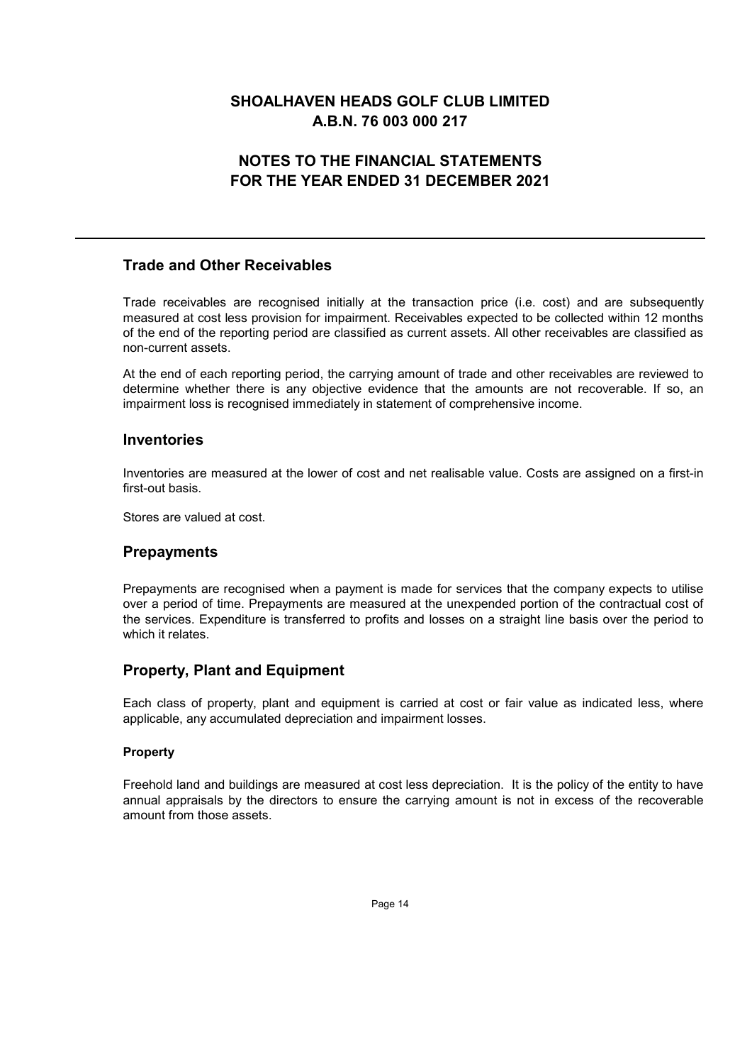## Trade and Other Receivables

Trade receivables are recognised initially at the transaction price (i.e. cost) and are subsequently measured at cost less provision for impairment. Receivables expected to be collected within 12 months of the end of the reporting period are classified as current assets. All other receivables are classified as non-current assets.

At the end of each reporting period, the carrying amount of trade and other receivables are reviewed to determine whether there is any objective evidence that the amounts are not recoverable. If so, an impairment loss is recognised immediately in statement of comprehensive income.

## Inventories

Inventories are measured at the lower of cost and net realisable value. Costs are assigned on a first-in first-out basis.

Stores are valued at cost.

## Prepayments

Prepayments are recognised when a payment is made for services that the company expects to utilise over a period of time. Prepayments are measured at the unexpended portion of the contractual cost of the services. Expenditure is transferred to profits and losses on a straight line basis over the period to which it relates.

## Property, Plant and Equipment

Each class of property, plant and equipment is carried at cost or fair value as indicated less, where applicable, any accumulated depreciation and impairment losses.

### Property

Freehold land and buildings are measured at cost less depreciation. It is the policy of the entity to have annual appraisals by the directors to ensure the carrying amount is not in excess of the recoverable amount from those assets.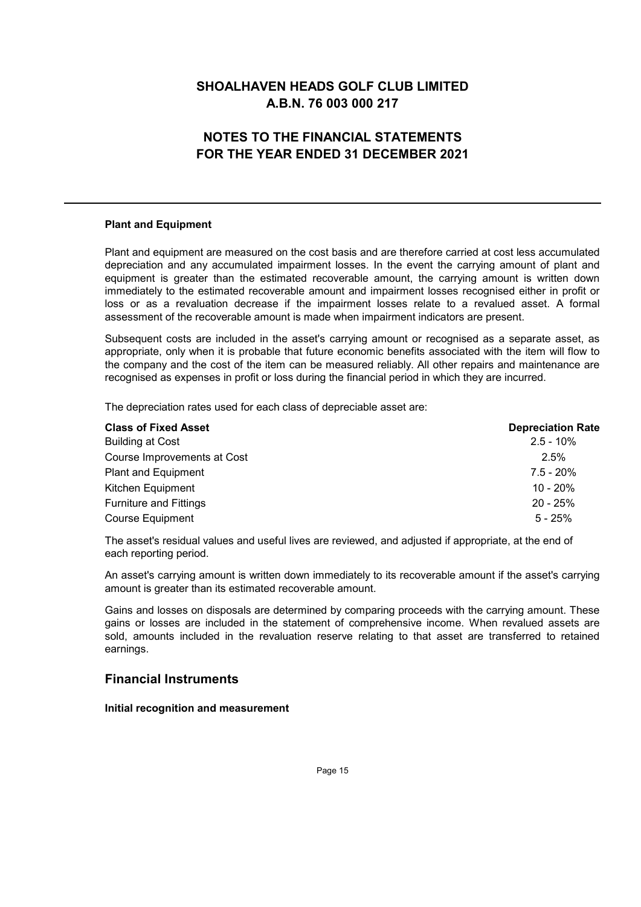# SHOALHAVEN HEADS GOLF CLUB LIMITED
# A.B.N. 76 003 000 217

## NOTES TO THE FINANCIAL STATEMENTS FOR THE YEAR ENDED 31 DECEMBER 2021

**Plant and Equipment**

Plant and equipment are measured on the cost basis and are therefore carried at cost less accumulated depreciation and any accumulated impairment losses. In the event the carrying amount of plant and equipment is greater than the estimated recoverable amount, the carrying amount is written down immediately to the estimated recoverable amount and impairment losses recognised either in profit or loss or as a revaluation decrease if the impairment losses relate to a revalued asset. A formal assessment of the recoverable amount is made when impairment indicators are present.

Subsequent costs are included in the asset's carrying amount or recognised as a separate asset, as appropriate, only when it is probable that future economic benefits associated with the item will flow to the company and the cost of the item can be measured reliably. All other repairs and maintenance are recognised as expenses in profit or loss during the financial period in which they are incurred.

The depreciation rates used for each class of depreciable asset are:

| Class of Fixed Asset | Depreciation Rate |
|---|---|
| Building at Cost | 2.5 - 10% |
| Course Improvements at Cost | 2.5% |
| Plant and Equipment | 7.5 - 20% |
| Kitchen Equipment | 10 - 20% |
| Furniture and Fittings | 20 - 25% |
| Course Equipment | 5 - 25% |

The asset's residual values and useful lives are reviewed, and adjusted if appropriate, at the end of each reporting period.

An asset's carrying amount is written down immediately to its recoverable amount if the asset's carrying amount is greater than its estimated recoverable amount.

Gains and losses on disposals are determined by comparing proceeds with the carrying amount. These gains or losses are included in the statement of comprehensive income. When revalued assets are sold, amounts included in the revaluation reserve relating to that asset are transferred to retained earnings.

## Financial Instruments

**Initial recognition and measurement**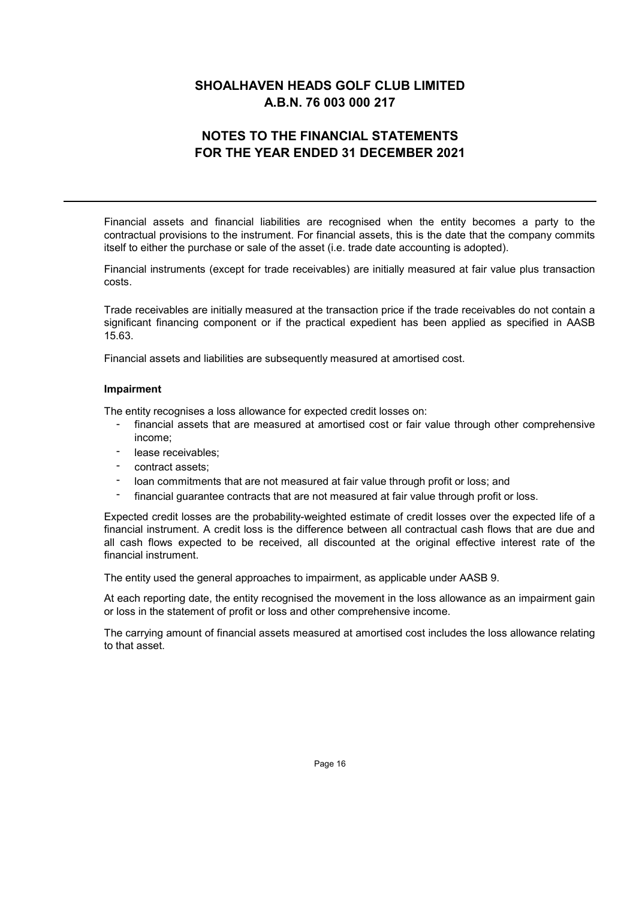Financial assets and financial liabilities are recognised when the entity becomes a party to the contractual provisions to the instrument. For financial assets, this is the date that the company commits itself to either the purchase or sale of the asset (i.e. trade date accounting is adopted).

Financial instruments (except for trade receivables) are initially measured at fair value plus transaction costs.

Trade receivables are initially measured at the transaction price if the trade receivables do not contain a significant financing component or if the practical expedient has been applied as specified in AASB 15.63.

Financial assets and liabilities are subsequently measured at amortised cost.

**Impairment**

The entity recognises a loss allowance for expected credit losses on:

- financial assets that are measured at amortised cost or fair value through other comprehensive income;
- lease receivables;
- contract assets;
- loan commitments that are not measured at fair value through profit or loss; and
- financial guarantee contracts that are not measured at fair value through profit or loss.

Expected credit losses are the probability-weighted estimate of credit losses over the expected life of a financial instrument. A credit loss is the difference between all contractual cash flows that are due and all cash flows expected to be received, all discounted at the original effective interest rate of the financial instrument.

The entity used the general approaches to impairment, as applicable under AASB 9.

At each reporting date, the entity recognised the movement in the loss allowance as an impairment gain or loss in the statement of profit or loss and other comprehensive income.

The carrying amount of financial assets measured at amortised cost includes the loss allowance relating to that asset.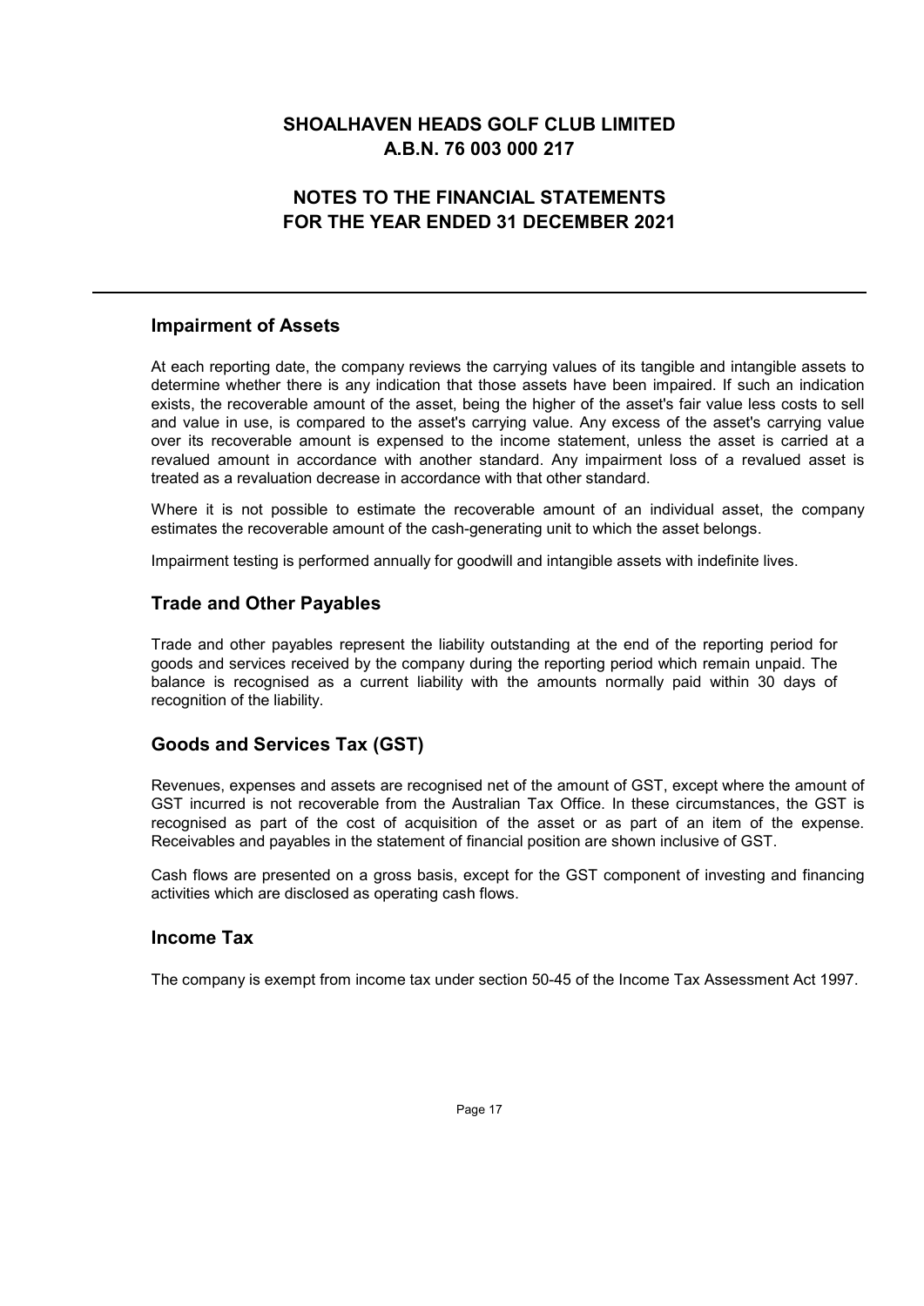# SHOALHAVEN HEADS GOLF CLUB LIMITED
# A.B.N. 76 003 000 217

## NOTES TO THE FINANCIAL STATEMENTS
## FOR THE YEAR ENDED 31 DECEMBER 2021

### Impairment of Assets

At each reporting date, the company reviews the carrying values of its tangible and intangible assets to determine whether there is any indication that those assets have been impaired. If such an indication exists, the recoverable amount of the asset, being the higher of the asset's fair value less costs to sell and value in use, is compared to the asset's carrying value. Any excess of the asset's carrying value over its recoverable amount is expensed to the income statement, unless the asset is carried at a revalued amount in accordance with another standard. Any impairment loss of a revalued asset is treated as a revaluation decrease in accordance with that other standard.

Where it is not possible to estimate the recoverable amount of an individual asset, the company estimates the recoverable amount of the cash-generating unit to which the asset belongs.

Impairment testing is performed annually for goodwill and intangible assets with indefinite lives.

### Trade and Other Payables

Trade and other payables represent the liability outstanding at the end of the reporting period for goods and services received by the company during the reporting period which remain unpaid. The balance is recognised as a current liability with the amounts normally paid within 30 days of recognition of the liability.

### Goods and Services Tax (GST)

Revenues, expenses and assets are recognised net of the amount of GST, except where the amount of GST incurred is not recoverable from the Australian Tax Office. In these circumstances, the GST is recognised as part of the cost of acquisition of the asset or as part of an item of the expense. Receivables and payables in the statement of financial position are shown inclusive of GST.

Cash flows are presented on a gross basis, except for the GST component of investing and financing activities which are disclosed as operating cash flows.

### Income Tax

The company is exempt from income tax under section 50-45 of the Income Tax Assessment Act 1997.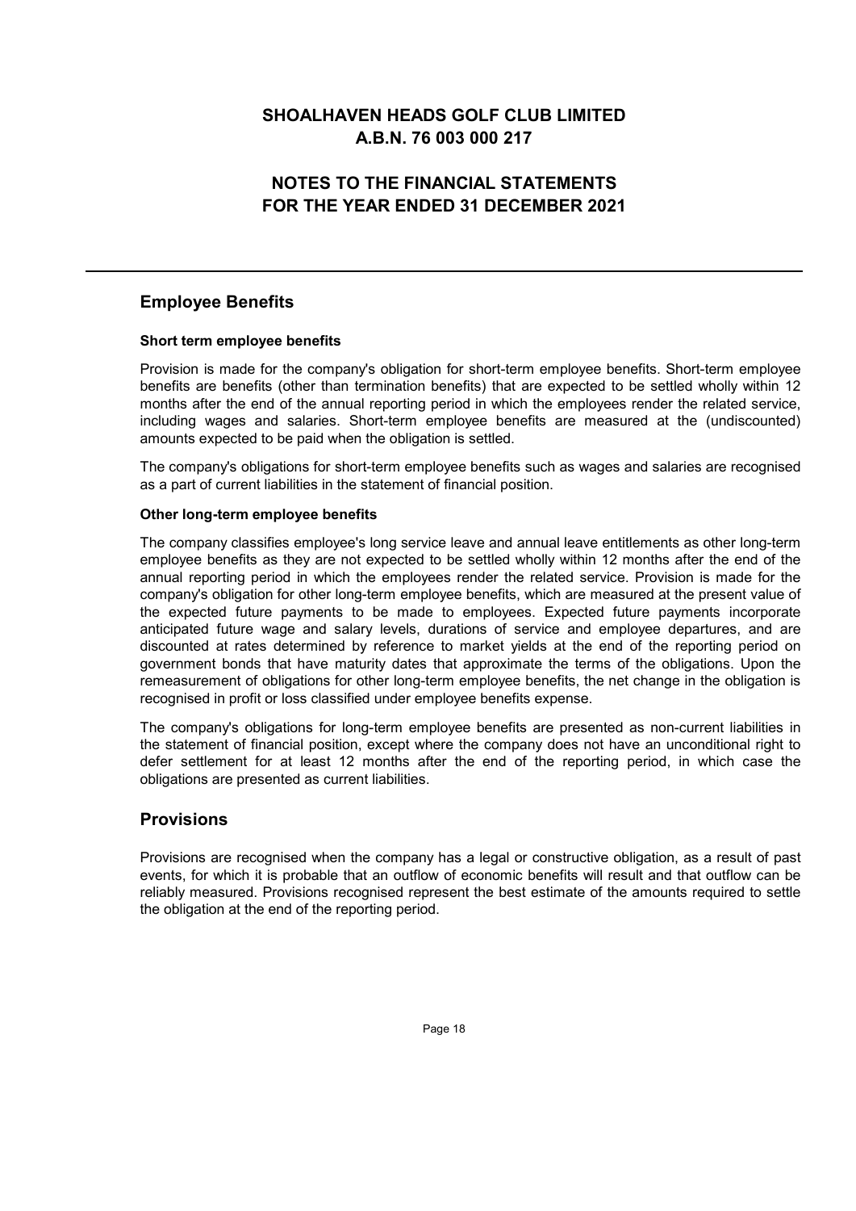## Employee Benefits

**Short term employee benefits**

Provision is made for the company's obligation for short-term employee benefits. Short-term employee benefits are benefits (other than termination benefits) that are expected to be settled wholly within 12 months after the end of the annual reporting period in which the employees render the related service, including wages and salaries. Short-term employee benefits are measured at the (undiscounted) amounts expected to be paid when the obligation is settled.

The company's obligations for short-term employee benefits such as wages and salaries are recognised as a part of current liabilities in the statement of financial position.

**Other long-term employee benefits**

The company classifies employee's long service leave and annual leave entitlements as other long-term employee benefits as they are not expected to be settled wholly within 12 months after the end of the annual reporting period in which the employees render the related service. Provision is made for the company's obligation for other long-term employee benefits, which are measured at the present value of the expected future payments to be made to employees. Expected future payments incorporate anticipated future wage and salary levels, durations of service and employee departures, and are discounted at rates determined by reference to market yields at the end of the reporting period on government bonds that have maturity dates that approximate the terms of the obligations. Upon the remeasurement of obligations for other long-term employee benefits, the net change in the obligation is recognised in profit or loss classified under employee benefits expense.

The company's obligations for long-term employee benefits are presented as non-current liabilities in the statement of financial position, except where the company does not have an unconditional right to defer settlement for at least 12 months after the end of the reporting period, in which case the obligations are presented as current liabilities.

## Provisions

Provisions are recognised when the company has a legal or constructive obligation, as a result of past events, for which it is probable that an outflow of economic benefits will result and that outflow can be reliably measured. Provisions recognised represent the best estimate of the amounts required to settle the obligation at the end of the reporting period.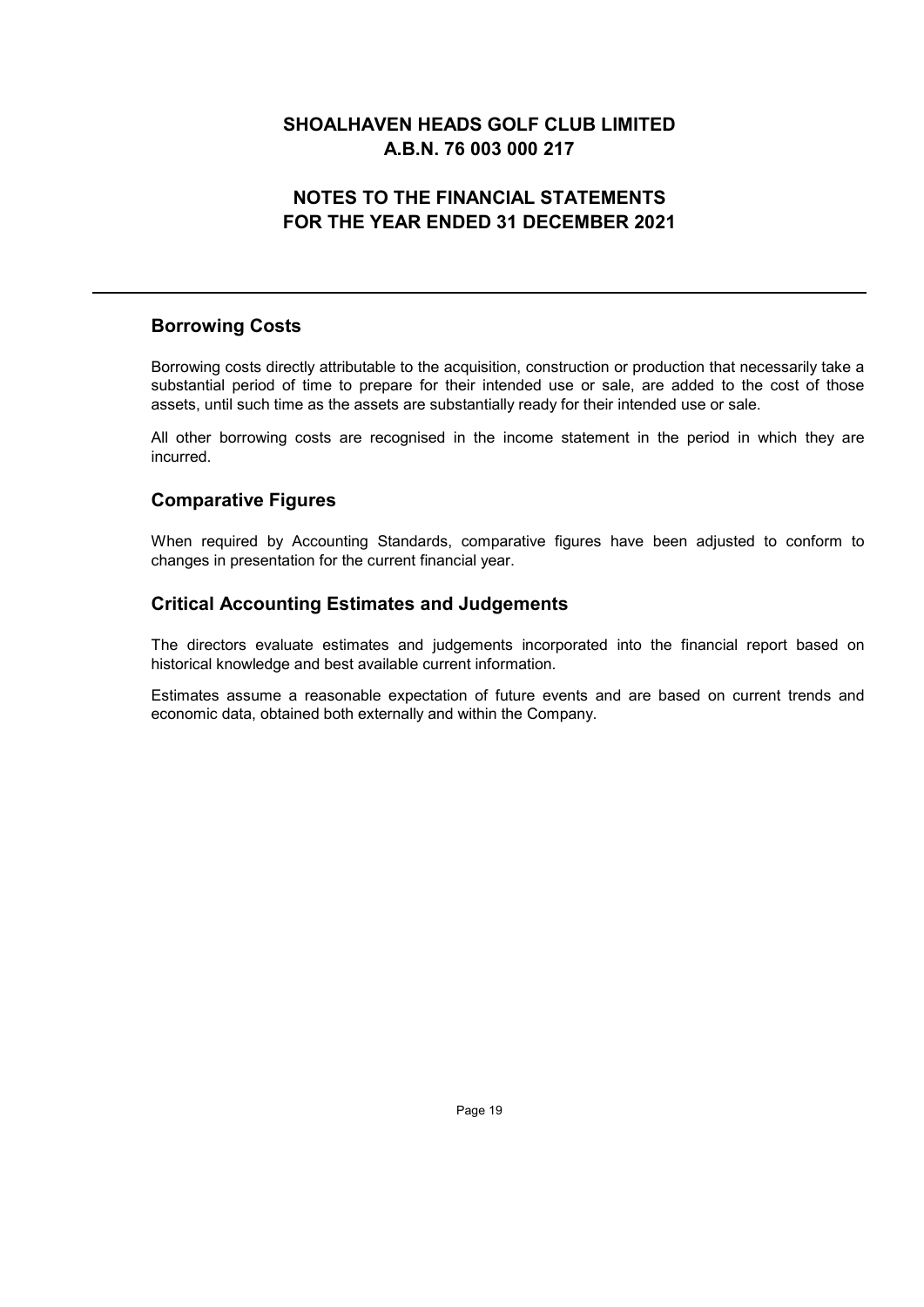## Borrowing Costs

Borrowing costs directly attributable to the acquisition, construction or production that necessarily take a substantial period of time to prepare for their intended use or sale, are added to the cost of those assets, until such time as the assets are substantially ready for their intended use or sale.

All other borrowing costs are recognised in the income statement in the period in which they are incurred.

## Comparative Figures

When required by Accounting Standards, comparative figures have been adjusted to conform to changes in presentation for the current financial year.

## Critical Accounting Estimates and Judgements

The directors evaluate estimates and judgements incorporated into the financial report based on historical knowledge and best available current information.

Estimates assume a reasonable expectation of future events and are based on current trends and economic data, obtained both externally and within the Company.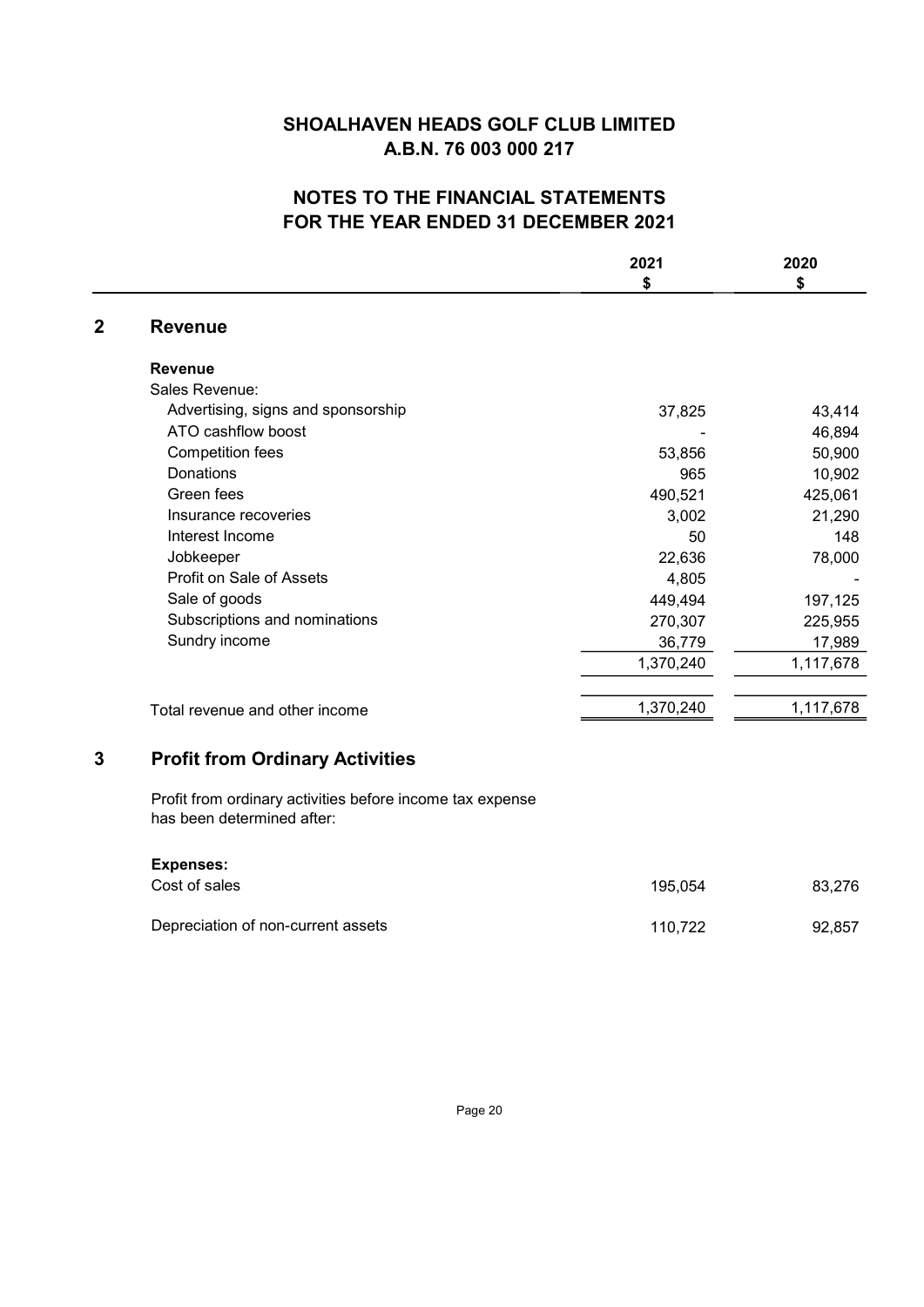# SHOALHAVEN HEADS GOLF CLUB LIMITED
## A.B.N. 76 003 000 217

## NOTES TO THE FINANCIAL STATEMENTS
## FOR THE YEAR ENDED 31 DECEMBER 2021

### 2 Revenue

| | 2021 $ | 2020 $ |
|---|---|---|
| **Revenue** | | |
| Sales Revenue: | | |
| Advertising, signs and sponsorship | 37,825 | 43,414 |
| ATO cashflow boost | - | 46,894 |
| Competition fees | 53,856 | 50,900 |
| Donations | 965 | 10,902 |
| Green fees | 490,521 | 425,061 |
| Insurance recoveries | 3,002 | 21,290 |
| Interest Income | 50 | 148 |
| Jobkeeper | 22,636 | 78,000 |
| Profit on Sale of Assets | 4,805 | - |
| Sale of goods | 449,494 | 197,125 |
| Subscriptions and nominations | 270,307 | 225,955 |
| Sundry income | 36,779 | 17,989 |
| | 1,370,240 | 1,117,678 |
| Total revenue and other income | 1,370,240 | 1,117,678 |

### 3 Profit from Ordinary Activities

Profit from ordinary activities before income tax expense has been determined after:

| | 2021 $ | 2020 $ |
|---|---|---|
| **Expenses:** | | |
| Cost of sales | 195,054 | 83,276 |
| Depreciation of non-current assets | 110,722 | 92,857 |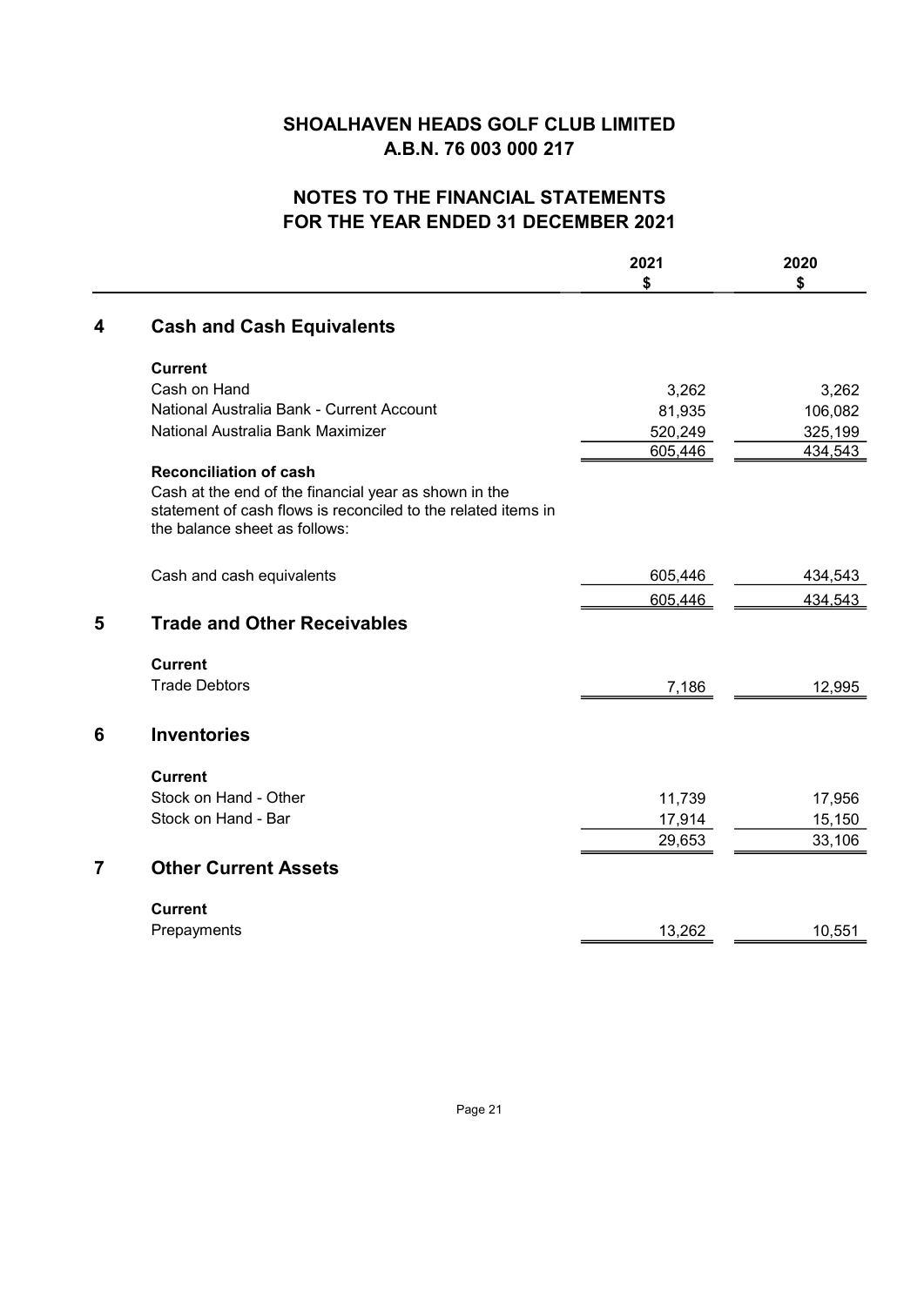# SHOALHAVEN HEADS GOLF CLUB LIMITED
## A.B.N. 76 003 000 217

## NOTES TO THE FINANCIAL STATEMENTS
## FOR THE YEAR ENDED 31 DECEMBER 2021

| | 2021<br>$ | 2020<br>$ |
|---|---|---|

### 4 Cash and Cash Equivalents

| | 2021<br>$ | 2020<br>$ |
|---|---|---|
| **Current** | | |
| Cash on Hand | 3,262 | 3,262 |
| National Australia Bank - Current Account | 81,935 | 106,082 |
| National Australia Bank Maximizer | 520,249 | 325,199 |
| | 605,446 | 434,543 |

**Reconciliation of cash**

Cash at the end of the financial year as shown in the statement of cash flows is reconciled to the related items in the balance sheet as follows:

| | 2021<br>$ | 2020<br>$ |
|---|---|---|
| Cash and cash equivalents | 605,446 | 434,543 |
| | 605,446 | 434,543 |

### 5 Trade and Other Receivables

| | 2021<br>$ | 2020<br>$ |
|---|---|---|
| **Current** | | |
| Trade Debtors | 7,186 | 12,995 |

### 6 Inventories

| | 2021<br>$ | 2020<br>$ |
|---|---|---|
| **Current** | | |
| Stock on Hand - Other | 11,739 | 17,956 |
| Stock on Hand - Bar | 17,914 | 15,150 |
| | 29,653 | 33,106 |

### 7 Other Current Assets

| | 2021<br>$ | 2020<br>$ |
|---|---|---|
| **Current** | | |
| Prepayments | 13,262 | 10,551 |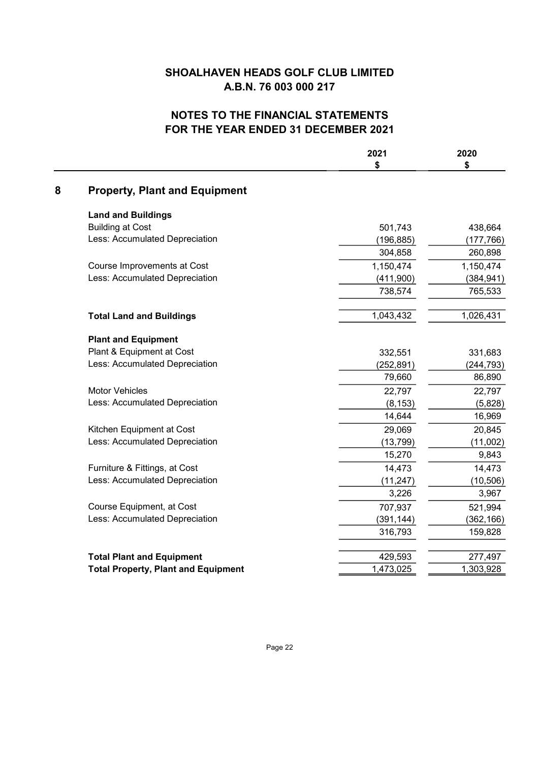# SHOALHAVEN HEADS GOLF CLUB LIMITED
## A.B.N. 76 003 000 217

## NOTES TO THE FINANCIAL STATEMENTS
## FOR THE YEAR ENDED 31 DECEMBER 2021

### 8 Property, Plant and Equipment

| | 2021<br>$ | 2020<br>$ |
|---|---|---|
| **Land and Buildings** | | |
| Building at Cost | 501,743 | 438,664 |
| Less: Accumulated Depreciation | (196,885) | (177,766) |
| | 304,858 | 260,898 |
| Course Improvements at Cost | 1,150,474 | 1,150,474 |
| Less: Accumulated Depreciation | (411,900) | (384,941) |
| | 738,574 | 765,533 |
| **Total Land and Buildings** | 1,043,432 | 1,026,431 |
| **Plant and Equipment** | | |
| Plant & Equipment at Cost | 332,551 | 331,683 |
| Less: Accumulated Depreciation | (252,891) | (244,793) |
| | 79,660 | 86,890 |
| Motor Vehicles | 22,797 | 22,797 |
| Less: Accumulated Depreciation | (8,153) | (5,828) |
| | 14,644 | 16,969 |
| Kitchen Equipment at Cost | 29,069 | 20,845 |
| Less: Accumulated Depreciation | (13,799) | (11,002) |
| | 15,270 | 9,843 |
| Furniture & Fittings, at Cost | 14,473 | 14,473 |
| Less: Accumulated Depreciation | (11,247) | (10,506) |
| | 3,226 | 3,967 |
| Course Equipment, at Cost | 707,937 | 521,994 |
| Less: Accumulated Depreciation | (391,144) | (362,166) |
| | 316,793 | 159,828 |
| **Total Plant and Equipment** | 429,593 | 277,497 |
| **Total Property, Plant and Equipment** | 1,473,025 | 1,303,928 |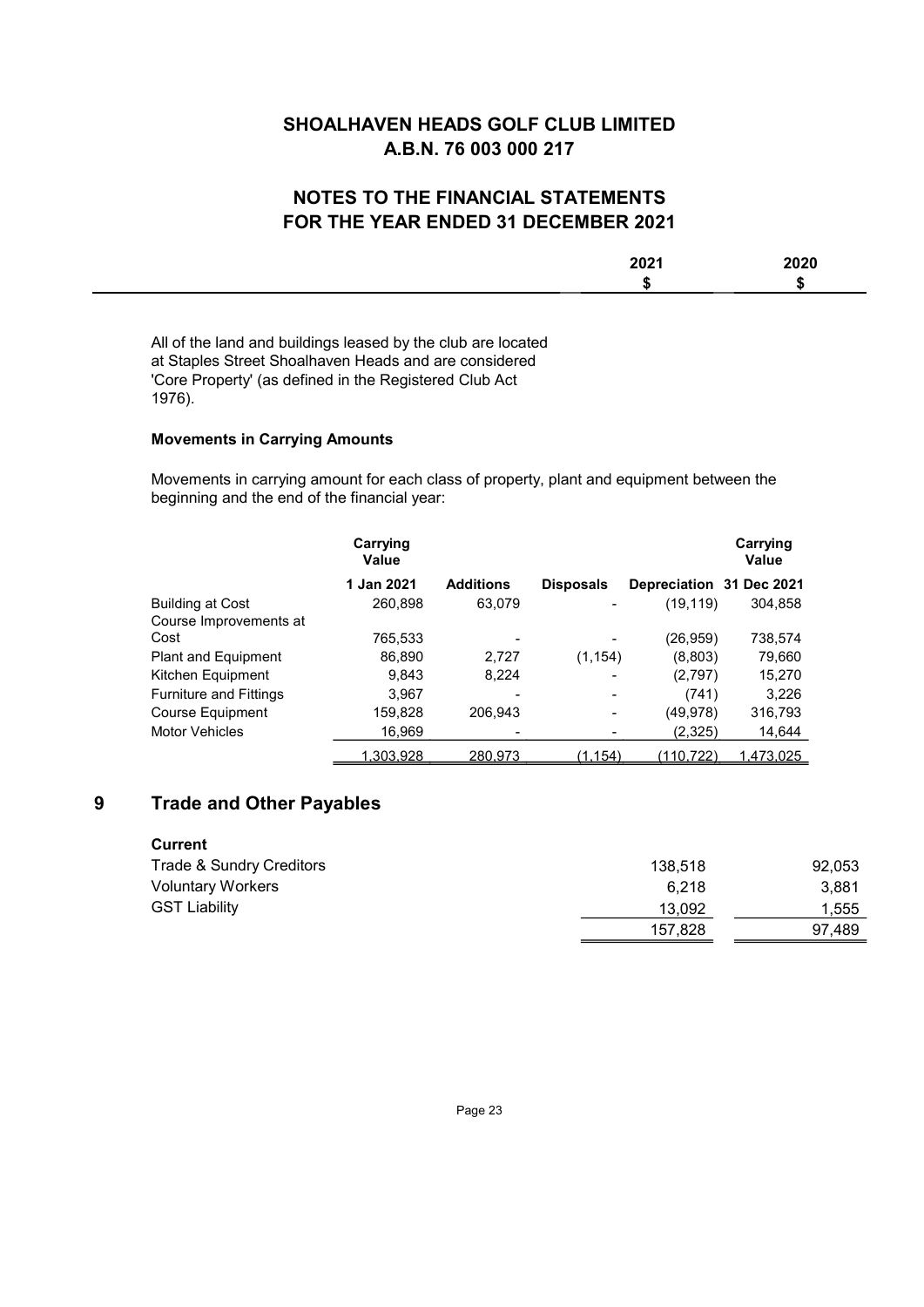# SHOALHAVEN HEADS GOLF CLUB LIMITED
# A.B.N. 76 003 000 217

## NOTES TO THE FINANCIAL STATEMENTS
## FOR THE YEAR ENDED 31 DECEMBER 2021

| | 2021 | 2020 |
|---|---|---|
| | $ | $ |

All of the land and buildings leased by the club are located at Staples Street Shoalhaven Heads and are considered 'Core Property' (as defined in the Registered Club Act 1976).

**Movements in Carrying Amounts**

Movements in carrying amount for each class of property, plant and equipment between the beginning and the end of the financial year:

| | Carrying Value | | | | Carrying Value |
|---|---|---|---|---|---|
| | 1 Jan 2021 | Additions | Disposals | Depreciation | 31 Dec 2021 |
| Building at Cost | 260,898 | 63,079 | - | (19,119) | 304,858 |
| Course Improvements at Cost | 765,533 | - | - | (26,959) | 738,574 |
| Plant and Equipment | 86,890 | 2,727 | (1,154) | (8,803) | 79,660 |
| Kitchen Equipment | 9,843 | 8,224 | - | (2,797) | 15,270 |
| Furniture and Fittings | 3,967 | - | - | (741) | 3,226 |
| Course Equipment | 159,828 | 206,943 | - | (49,978) | 316,793 |
| Motor Vehicles | 16,969 | - | - | (2,325) | 14,644 |
| | 1,303,928 | 280,973 | (1,154) | (110,722) | 1,473,025 |

## 9 Trade and Other Payables

| | 2021 | 2020 |
|---|---|---|
| **Current** | | |
| Trade & Sundry Creditors | 138,518 | 92,053 |
| Voluntary Workers | 6,218 | 3,881 |
| GST Liability | 13,092 | 1,555 |
| | 157,828 | 97,489 |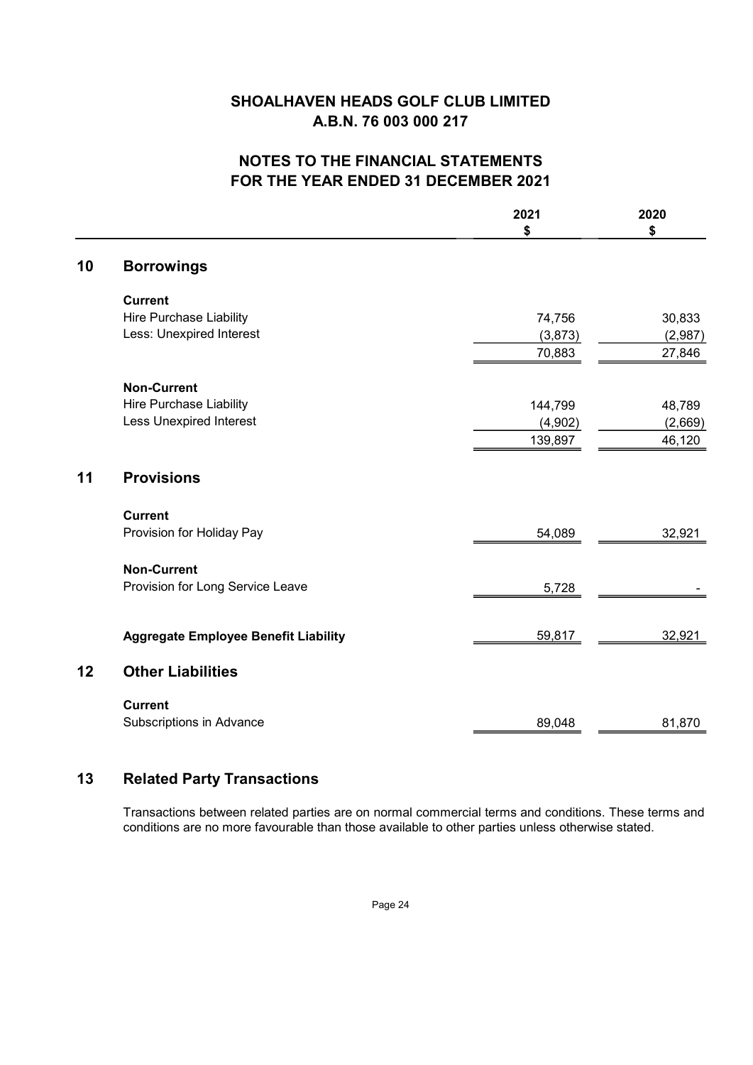# SHOALHAVEN HEADS GOLF CLUB LIMITED
# A.B.N. 76 003 000 217

## NOTES TO THE FINANCIAL STATEMENTS FOR THE YEAR ENDED 31 DECEMBER 2021

| | 2021 $ | 2020 $ |
|---|---|---|
| **10 Borrowings** | | |
| **Current** | | |
| Hire Purchase Liability | 74,756 | 30,833 |
| Less: Unexpired Interest | (3,873) | (2,987) |
| | 70,883 | 27,846 |
| **Non-Current** | | |
| Hire Purchase Liability | 144,799 | 48,789 |
| Less Unexpired Interest | (4,902) | (2,669) |
| | 139,897 | 46,120 |
| **11 Provisions** | | |
| **Current** | | |
| Provision for Holiday Pay | 54,089 | 32,921 |
| **Non-Current** | | |
| Provision for Long Service Leave | 5,728 | - |
| **Aggregate Employee Benefit Liability** | 59,817 | 32,921 |
| **12 Other Liabilities** | | |
| **Current** | | |
| Subscriptions in Advance | 89,048 | 81,870 |

### 13 Related Party Transactions

Transactions between related parties are on normal commercial terms and conditions. These terms and conditions are no more favourable than those available to other parties unless otherwise stated.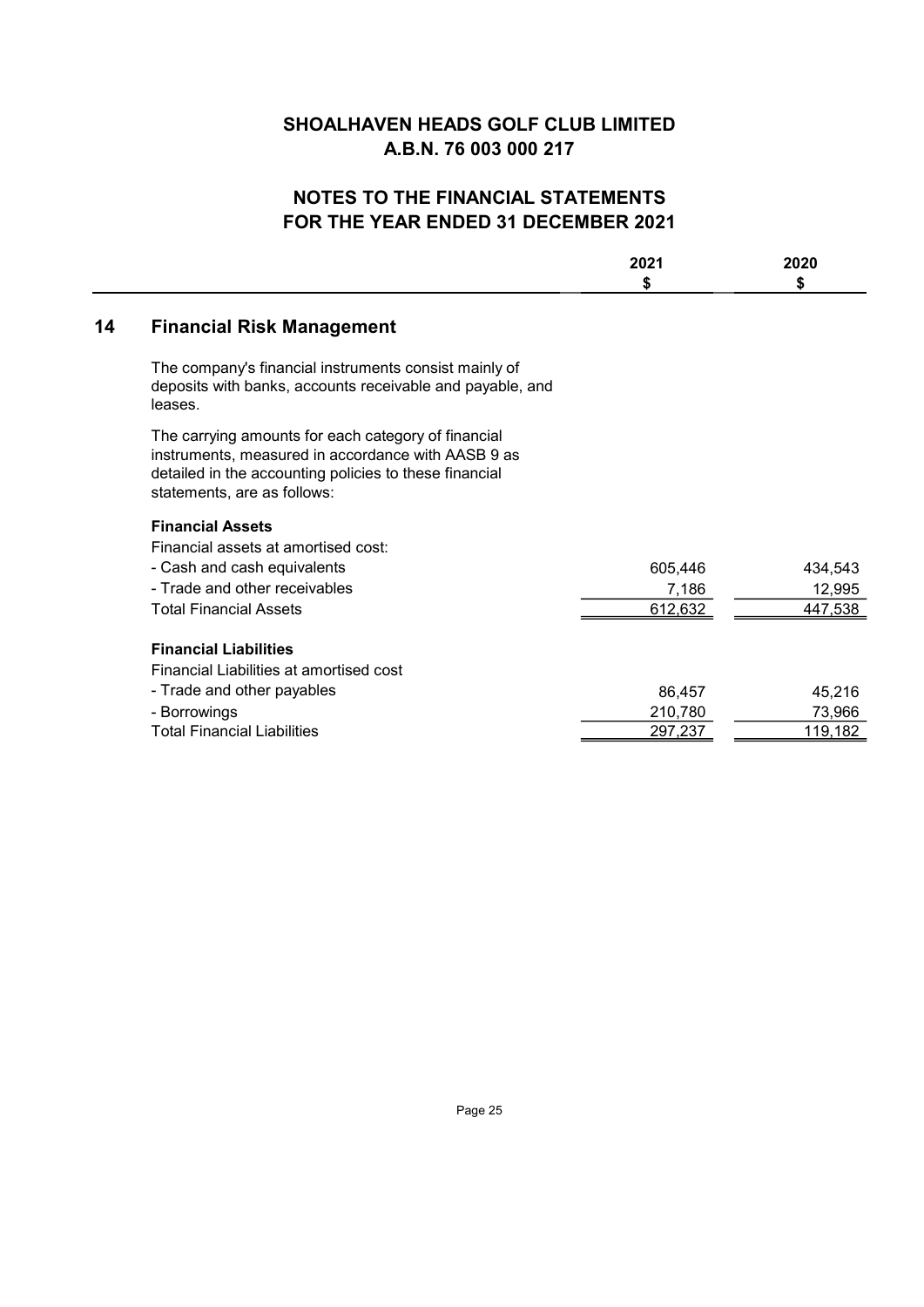# SHOALHAVEN HEADS GOLF CLUB LIMITED
# A.B.N. 76 003 000 217

## NOTES TO THE FINANCIAL STATEMENTS
## FOR THE YEAR ENDED 31 DECEMBER 2021

### 14 Financial Risk Management

The company's financial instruments consist mainly of deposits with banks, accounts receivable and payable, and leases.

The carrying amounts for each category of financial instruments, measured in accordance with AASB 9 as detailed in the accounting policies to these financial statements, are as follows:

| | 2021 $ | 2020 $ |
|---|---|---|
| **Financial Assets** | | |
| Financial assets at amortised cost: | | |
| - Cash and cash equivalents | 605,446 | 434,543 |
| - Trade and other receivables | 7,186 | 12,995 |
| Total Financial Assets | 612,632 | 447,538 |
| **Financial Liabilities** | | |
| Financial Liabilities at amortised cost | | |
| - Trade and other payables | 86,457 | 45,216 |
| - Borrowings | 210,780 | 73,966 |
| Total Financial Liabilities | 297,237 | 119,182 |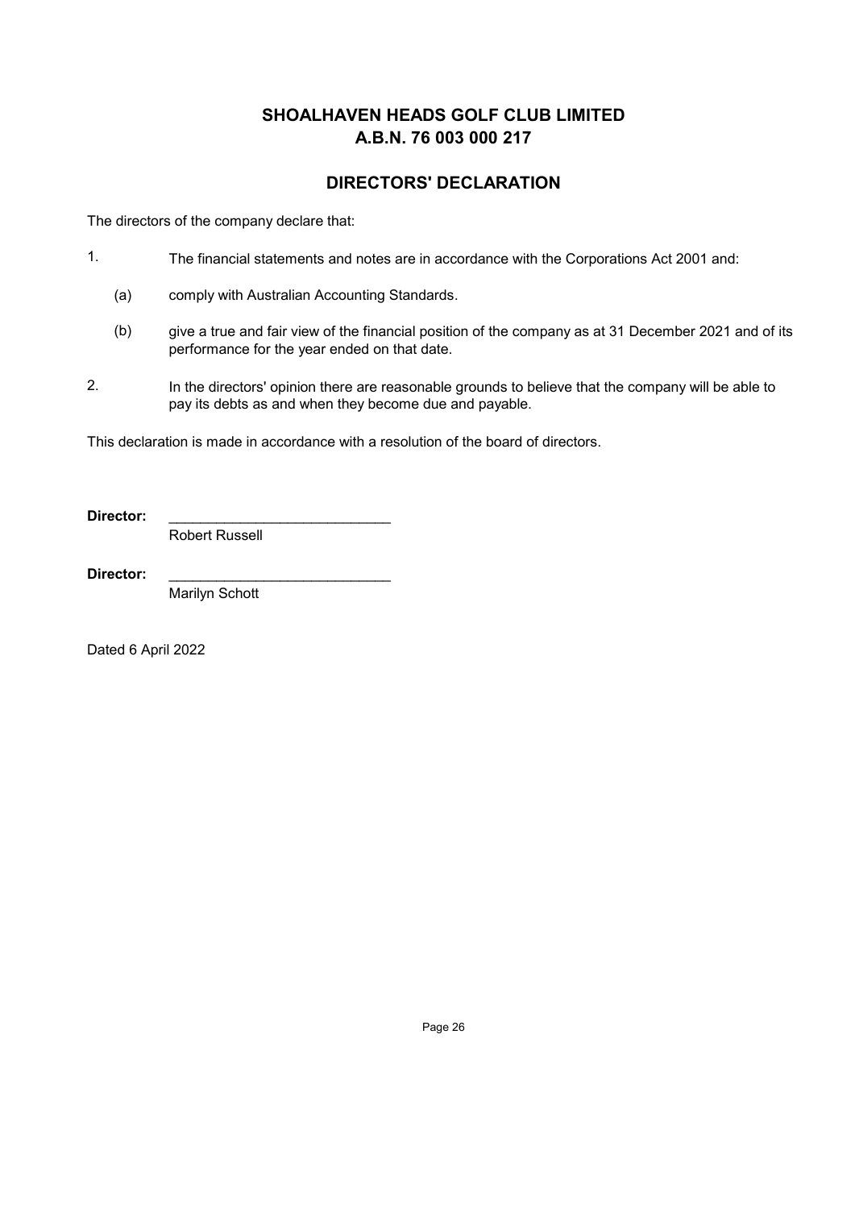# SHOALHAVEN HEADS GOLF CLUB LIMITED
# A.B.N. 76 003 000 217

## DIRECTORS' DECLARATION

The directors of the company declare that:

1. The financial statements and notes are in accordance with the Corporations Act 2001 and:

   (a) comply with Australian Accounting Standards.

   (b) give a true and fair view of the financial position of the company as at 31 December 2021 and of its performance for the year ended on that date.

2. In the directors' opinion there are reasonable grounds to believe that the company will be able to pay its debts as and when they become due and payable.

This declaration is made in accordance with a resolution of the board of directors.

**Director:** ____________________________
Robert Russell

**Director:** ____________________________
Marilyn Schott

Dated 6 April 2022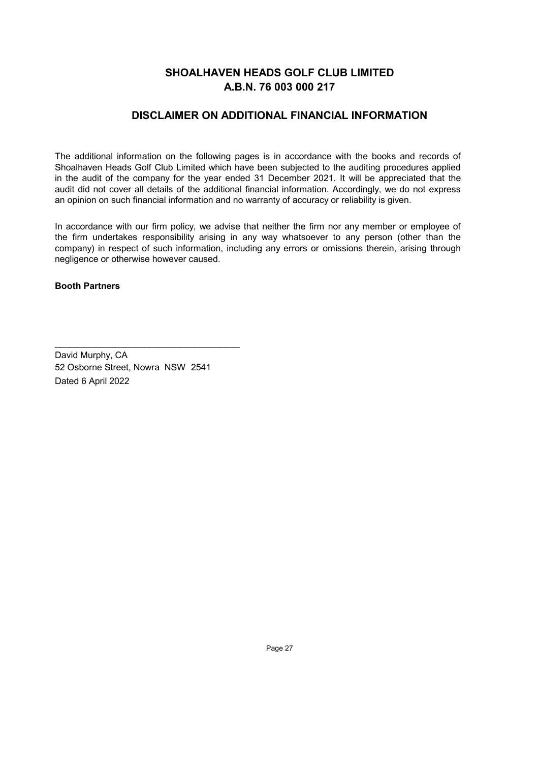# SHOALHAVEN HEADS GOLF CLUB LIMITED
# A.B.N. 76 003 000 217

## DISCLAIMER ON ADDITIONAL FINANCIAL INFORMATION

The additional information on the following pages is in accordance with the books and records of Shoalhaven Heads Golf Club Limited which have been subjected to the auditing procedures applied in the audit of the company for the year ended 31 December 2021. It will be appreciated that the audit did not cover all details of the additional financial information. Accordingly, we do not express an opinion on such financial information and no warranty of accuracy or reliability is given.

In accordance with our firm policy, we advise that neither the firm nor any member or employee of the firm undertakes responsibility arising in any way whatsoever to any person (other than the company) in respect of such information, including any errors or omissions therein, arising through negligence or otherwise however caused.

**Booth Partners**

\_\_\_\_\_\_\_\_\_\_\_\_\_\_\_\_\_\_\_\_\_\_\_\_\_\_\_\_\_\_\_\_\_\_\_\_

David Murphy, CA  
52 Osborne Street, Nowra NSW 2541  
Dated 6 April 2022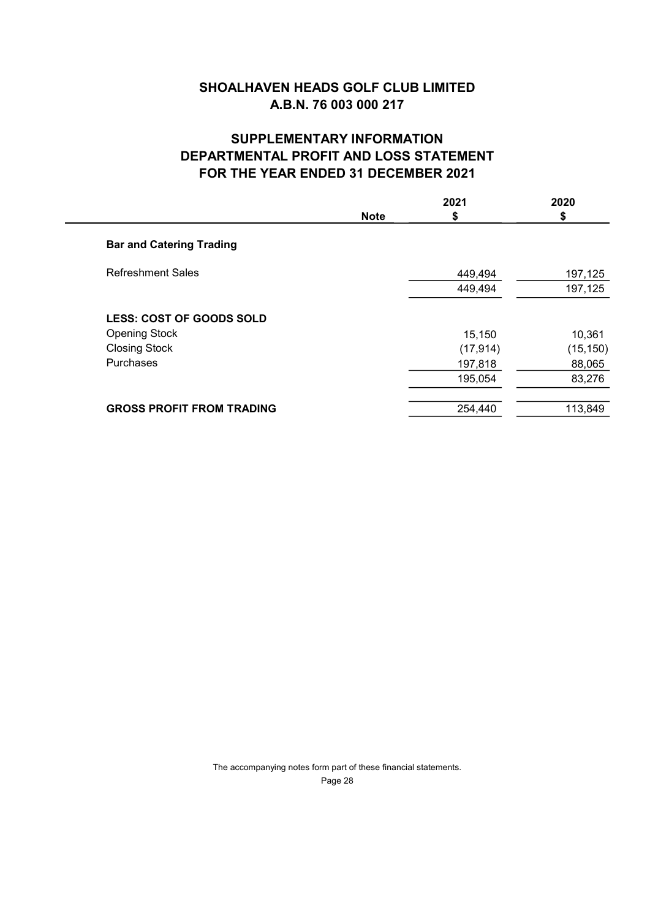# SHOALHAVEN HEADS GOLF CLUB LIMITED
## A.B.N. 76 003 000 217

## SUPPLEMENTARY INFORMATION
## DEPARTMENTAL PROFIT AND LOSS STATEMENT
## FOR THE YEAR ENDED 31 DECEMBER 2021

| | Note | 2021<br>$ | 2020<br>$ |
|---|---|---|---|
| **Bar and Catering Trading** | | | |
| Refreshment Sales | | 449,494 | 197,125 |
| | | 449,494 | 197,125 |
| **LESS: COST OF GOODS SOLD** | | | |
| Opening Stock | | 15,150 | 10,361 |
| Closing Stock | | (17,914) | (15,150) |
| Purchases | | 197,818 | 88,065 |
| | | 195,054 | 83,276 |
| **GROSS PROFIT FROM TRADING** | | 254,440 | 113,849 |

The accompanying notes form part of these financial statements.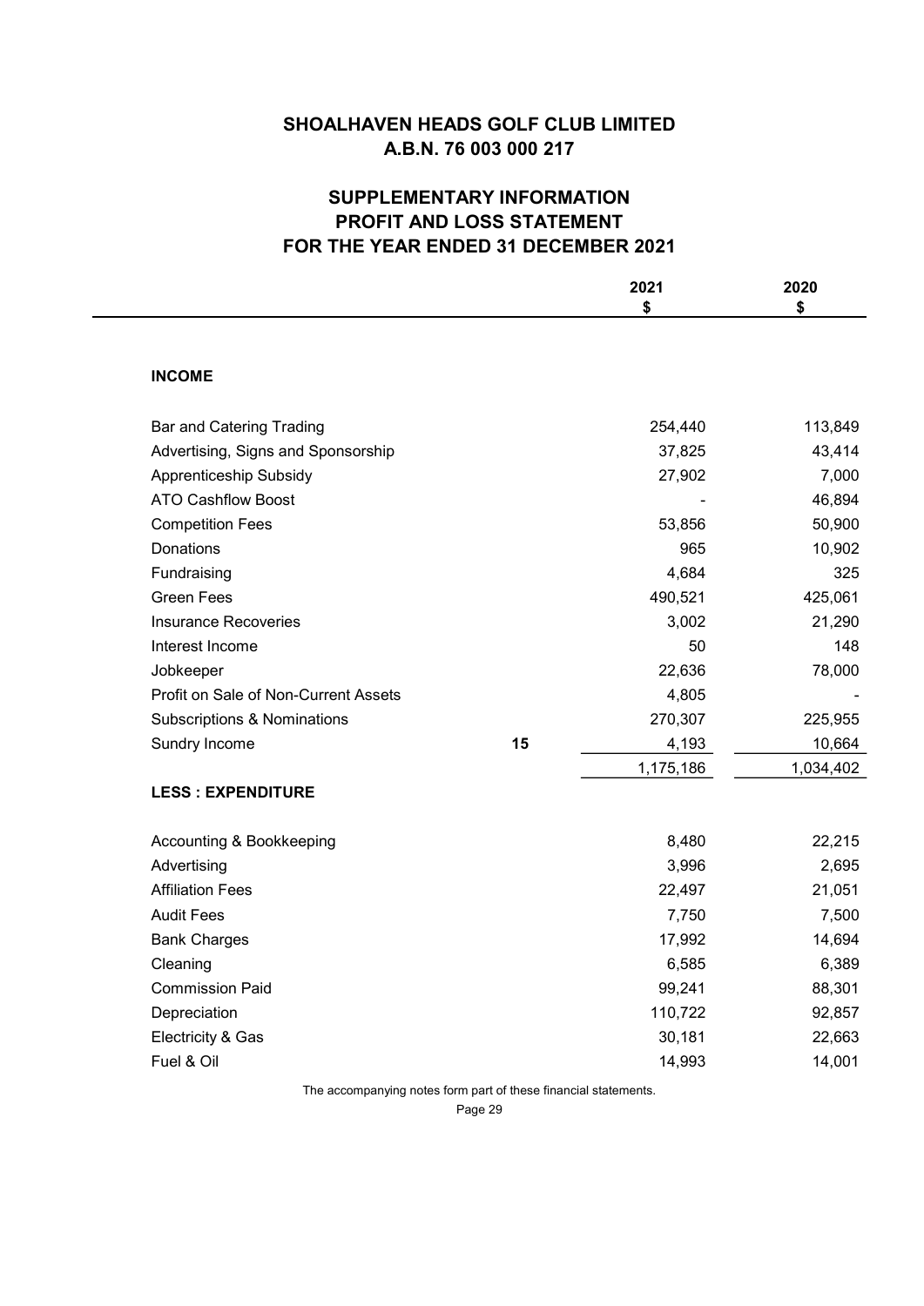# SHOALHAVEN HEADS GOLF CLUB LIMITED
## A.B.N. 76 003 000 217

## SUPPLEMENTARY INFORMATION
## PROFIT AND LOSS STATEMENT
## FOR THE YEAR ENDED 31 DECEMBER 2021

| | Note | 2021 $ | 2020 $ |
|---|---|---|---|
| **INCOME** | | | |
| Bar and Catering Trading | | 254,440 | 113,849 |
| Advertising, Signs and Sponsorship | | 37,825 | 43,414 |
| Apprenticeship Subsidy | | 27,902 | 7,000 |
| ATO Cashflow Boost | | - | 46,894 |
| Competition Fees | | 53,856 | 50,900 |
| Donations | | 965 | 10,902 |
| Fundraising | | 4,684 | 325 |
| Green Fees | | 490,521 | 425,061 |
| Insurance Recoveries | | 3,002 | 21,290 |
| Interest Income | | 50 | 148 |
| Jobkeeper | | 22,636 | 78,000 |
| Profit on Sale of Non-Current Assets | | 4,805 | - |
| Subscriptions & Nominations | | 270,307 | 225,955 |
| Sundry Income | **15** | 4,193 | 10,664 |
| | | 1,175,186 | 1,034,402 |
| **LESS : EXPENDITURE** | | | |
| Accounting & Bookkeeping | | 8,480 | 22,215 |
| Advertising | | 3,996 | 2,695 |
| Affiliation Fees | | 22,497 | 21,051 |
| Audit Fees | | 7,750 | 7,500 |
| Bank Charges | | 17,992 | 14,694 |
| Cleaning | | 6,585 | 6,389 |
| Commission Paid | | 99,241 | 88,301 |
| Depreciation | | 110,722 | 92,857 |
| Electricity & Gas | | 30,181 | 22,663 |
| Fuel & Oil | | 14,993 | 14,001 |

The accompanying notes form part of these financial statements.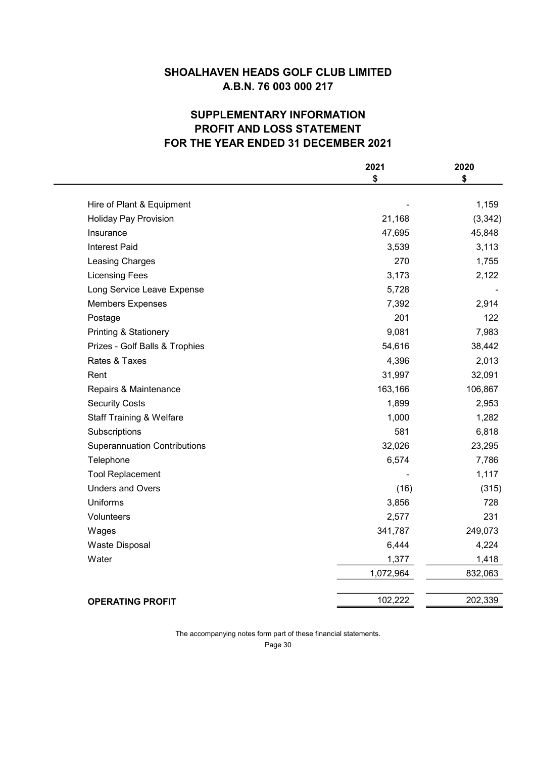# SHOALHAVEN HEADS GOLF CLUB LIMITED
# A.B.N. 76 003 000 217

## SUPPLEMENTARY INFORMATION
## PROFIT AND LOSS STATEMENT
## FOR THE YEAR ENDED 31 DECEMBER 2021

| | 2021<br>$ | 2020<br>$ |
|---|---:|---:|
| Hire of Plant & Equipment | - | 1,159 |
| Holiday Pay Provision | 21,168 | (3,342) |
| Insurance | 47,695 | 45,848 |
| Interest Paid | 3,539 | 3,113 |
| Leasing Charges | 270 | 1,755 |
| Licensing Fees | 3,173 | 2,122 |
| Long Service Leave Expense | 5,728 | - |
| Members Expenses | 7,392 | 2,914 |
| Postage | 201 | 122 |
| Printing & Stationery | 9,081 | 7,983 |
| Prizes - Golf Balls & Trophies | 54,616 | 38,442 |
| Rates & Taxes | 4,396 | 2,013 |
| Rent | 31,997 | 32,091 |
| Repairs & Maintenance | 163,166 | 106,867 |
| Security Costs | 1,899 | 2,953 |
| Staff Training & Welfare | 1,000 | 1,282 |
| Subscriptions | 581 | 6,818 |
| Superannuation Contributions | 32,026 | 23,295 |
| Telephone | 6,574 | 7,786 |
| Tool Replacement | - | 1,117 |
| Unders and Overs | (16) | (315) |
| Uniforms | 3,856 | 728 |
| Volunteers | 2,577 | 231 |
| Wages | 341,787 | 249,073 |
| Waste Disposal | 6,444 | 4,224 |
| Water | 1,377 | 1,418 |
| | 1,072,964 | 832,063 |
| **OPERATING PROFIT** | 102,222 | 202,339 |

The accompanying notes form part of these financial statements.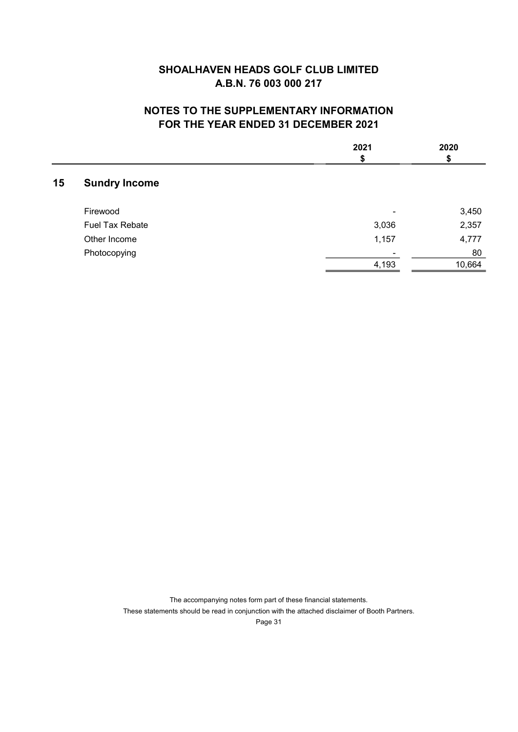# SHOALHAVEN HEADS GOLF CLUB LIMITED
# A.B.N. 76 003 000 217

## NOTES TO THE SUPPLEMENTARY INFORMATION FOR THE YEAR ENDED 31 DECEMBER 2021

|  | 2021 $ | 2020 $ |
|---|---|---|
| **15 Sundry Income** | | |
| Firewood | - | 3,450 |
| Fuel Tax Rebate | 3,036 | 2,357 |
| Other Income | 1,157 | 4,777 |
| Photocopying | - | 80 |
|  | 4,193 | 10,664 |

The accompanying notes form part of these financial statements.

These statements should be read in conjunction with the attached disclaimer of Booth Partners.